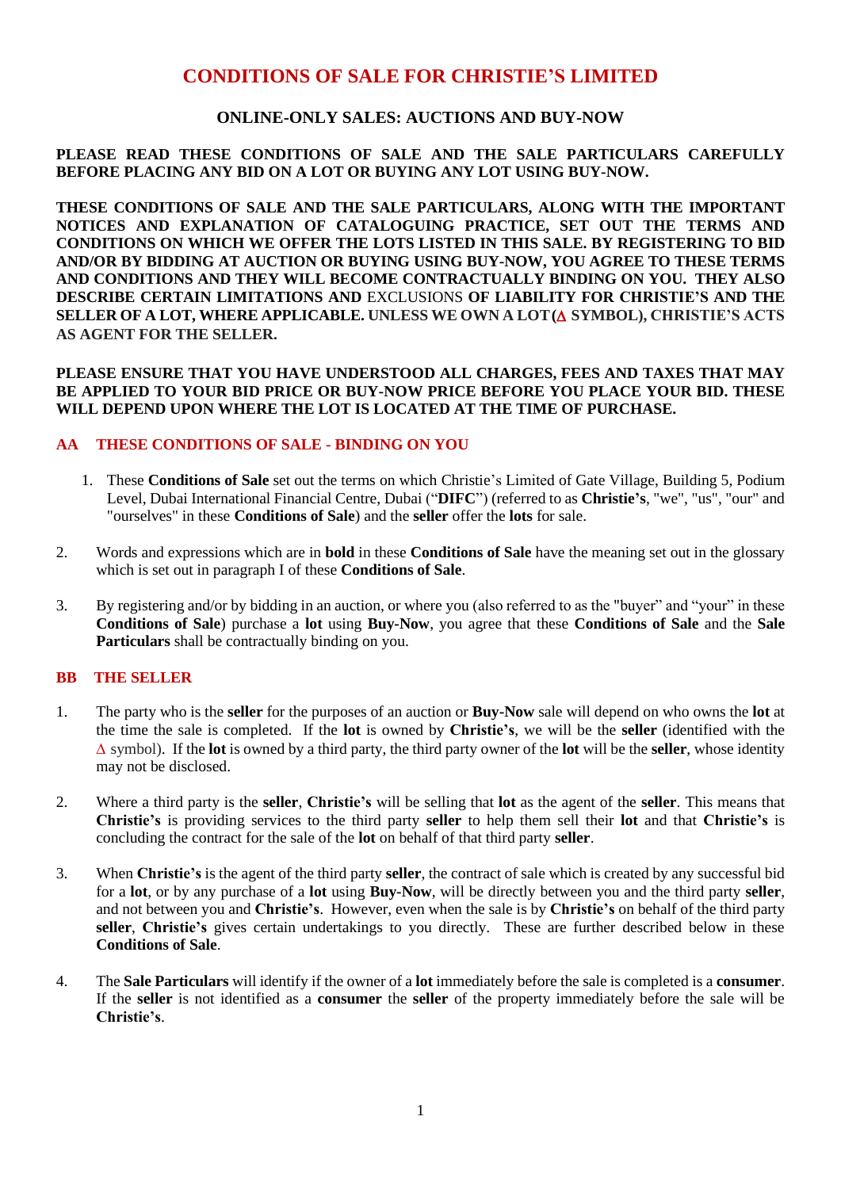# CONDITIONS OF SALE FOR CHRISTIE'S LIMITED

## ONLINE-ONLY SALES: AUCTIONS AND BUY-NOW

**PLEASE READ THESE CONDITIONS OF SALE AND THE SALE PARTICULARS CAREFULLY BEFORE PLACING ANY BID ON A LOT OR BUYING ANY LOT USING BUY-NOW.**

**THESE CONDITIONS OF SALE AND THE SALE PARTICULARS, ALONG WITH THE IMPORTANT NOTICES AND EXPLANATION OF CATALOGUING PRACTICE, SET OUT THE TERMS AND CONDITIONS ON WHICH WE OFFER THE LOTS LISTED IN THIS SALE. BY REGISTERING TO BID AND/OR BY BIDDING AT AUCTION OR BUYING USING BUY-NOW, YOU AGREE TO THESE TERMS AND CONDITIONS AND THEY WILL BECOME CONTRACTUALLY BINDING ON YOU. THEY ALSO DESCRIBE CERTAIN LIMITATIONS AND EXCLUSIONS OF LIABILITY FOR CHRISTIE'S AND THE SELLER OF A LOT, WHERE APPLICABLE. UNLESS WE OWN A LOT (Δ SYMBOL), CHRISTIE'S ACTS AS AGENT FOR THE SELLER.**

**PLEASE ENSURE THAT YOU HAVE UNDERSTOOD ALL CHARGES, FEES AND TAXES THAT MAY BE APPLIED TO YOUR BID PRICE OR BUY-NOW PRICE BEFORE YOU PLACE YOUR BID. THESE WILL DEPEND UPON WHERE THE LOT IS LOCATED AT THE TIME OF PURCHASE.**

### AA THESE CONDITIONS OF SALE - BINDING ON YOU

1. These **Conditions of Sale** set out the terms on which Christie's Limited of Gate Village, Building 5, Podium Level, Dubai International Financial Centre, Dubai ("**DIFC**") (referred to as **Christie's**, "we", "us", "our" and "ourselves" in these **Conditions of Sale**) and the **seller** offer the **lots** for sale.

2. Words and expressions which are in **bold** in these **Conditions of Sale** have the meaning set out in the glossary which is set out in paragraph I of these **Conditions of Sale**.

3. By registering and/or by bidding in an auction, or where you (also referred to as the "buyer" and "your" in these **Conditions of Sale**) purchase a **lot** using **Buy-Now**, you agree that these **Conditions of Sale** and the **Sale Particulars** shall be contractually binding on you.

### BB THE SELLER

1. The party who is the **seller** for the purposes of an auction or **Buy-Now** sale will depend on who owns the **lot** at the time the sale is completed. If the **lot** is owned by **Christie's**, we will be the **seller** (identified with the Δ symbol). If the **lot** is owned by a third party, the third party owner of the **lot** will be the **seller**, whose identity may not be disclosed.

2. Where a third party is the **seller**, **Christie's** will be selling that **lot** as the agent of the **seller**. This means that **Christie's** is providing services to the third party **seller** to help them sell their **lot** and that **Christie's** is concluding the contract for the sale of the **lot** on behalf of that third party **seller**.

3. When **Christie's** is the agent of the third party **seller**, the contract of sale which is created by any successful bid for a **lot**, or by any purchase of a **lot** using **Buy-Now**, will be directly between you and the third party **seller**, and not between you and **Christie's**. However, even when the sale is by **Christie's** on behalf of the third party **seller**, **Christie's** gives certain undertakings to you directly. These are further described below in these **Conditions of Sale**.

4. The **Sale Particulars** will identify if the owner of a **lot** immediately before the sale is completed is a **consumer**. If the **seller** is not identified as a **consumer** the **seller** of the property immediately before the sale will be **Christie's**.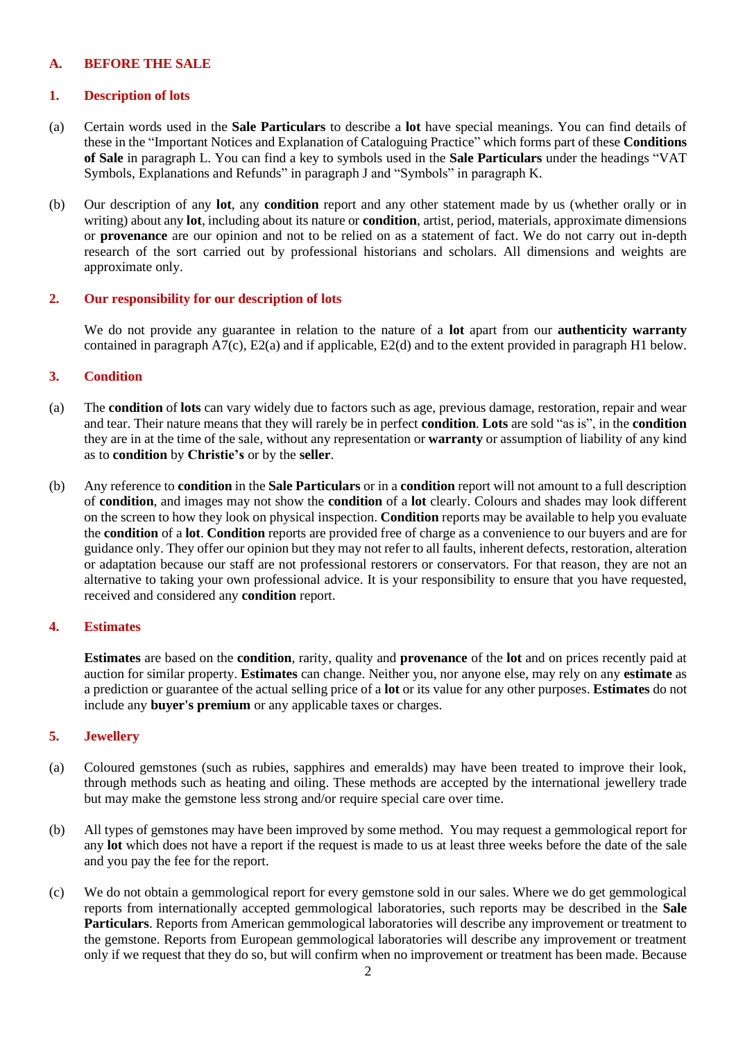## A. BEFORE THE SALE

### 1. Description of lots

(a) Certain words used in the **Sale Particulars** to describe a **lot** have special meanings. You can find details of these in the "Important Notices and Explanation of Cataloguing Practice" which forms part of these **Conditions of Sale** in paragraph L. You can find a key to symbols used in the **Sale Particulars** under the headings "VAT Symbols, Explanations and Refunds" in paragraph J and "Symbols" in paragraph K.

(b) Our description of any **lot**, any **condition** report and any other statement made by us (whether orally or in writing) about any **lot**, including about its nature or **condition**, artist, period, materials, approximate dimensions or **provenance** are our opinion and not to be relied on as a statement of fact. We do not carry out in-depth research of the sort carried out by professional historians and scholars. All dimensions and weights are approximate only.

### 2. Our responsibility for our description of lots

We do not provide any guarantee in relation to the nature of a **lot** apart from our **authenticity warranty** contained in paragraph A7(c), E2(a) and if applicable, E2(d) and to the extent provided in paragraph H1 below.

### 3. Condition

(a) The **condition** of **lots** can vary widely due to factors such as age, previous damage, restoration, repair and wear and tear. Their nature means that they will rarely be in perfect **condition**. **Lots** are sold "as is", in the **condition** they are in at the time of the sale, without any representation or **warranty** or assumption of liability of any kind as to **condition** by **Christie's** or by the **seller**.

(b) Any reference to **condition** in the **Sale Particulars** or in a **condition** report will not amount to a full description of **condition**, and images may not show the **condition** of a **lot** clearly. Colours and shades may look different on the screen to how they look on physical inspection. **Condition** reports may be available to help you evaluate the **condition** of a **lot**. **Condition** reports are provided free of charge as a convenience to our buyers and are for guidance only. They offer our opinion but they may not refer to all faults, inherent defects, restoration, alteration or adaptation because our staff are not professional restorers or conservators. For that reason, they are not an alternative to taking your own professional advice. It is your responsibility to ensure that you have requested, received and considered any **condition** report.

### 4. Estimates

**Estimates** are based on the **condition**, rarity, quality and **provenance** of the **lot** and on prices recently paid at auction for similar property. **Estimates** can change. Neither you, nor anyone else, may rely on any **estimate** as a prediction or guarantee of the actual selling price of a **lot** or its value for any other purposes. **Estimates** do not include any **buyer's premium** or any applicable taxes or charges.

### 5. Jewellery

(a) Coloured gemstones (such as rubies, sapphires and emeralds) may have been treated to improve their look, through methods such as heating and oiling. These methods are accepted by the international jewellery trade but may make the gemstone less strong and/or require special care over time.

(b) All types of gemstones may have been improved by some method. You may request a gemmological report for any **lot** which does not have a report if the request is made to us at least three weeks before the date of the sale and you pay the fee for the report.

(c) We do not obtain a gemmological report for every gemstone sold in our sales. Where we do get gemmological reports from internationally accepted gemmological laboratories, such reports may be described in the **Sale Particulars**. Reports from American gemmological laboratories will describe any improvement or treatment to the gemstone. Reports from European gemmological laboratories will describe any improvement or treatment only if we request that they do so, but will confirm when no improvement or treatment has been made. Because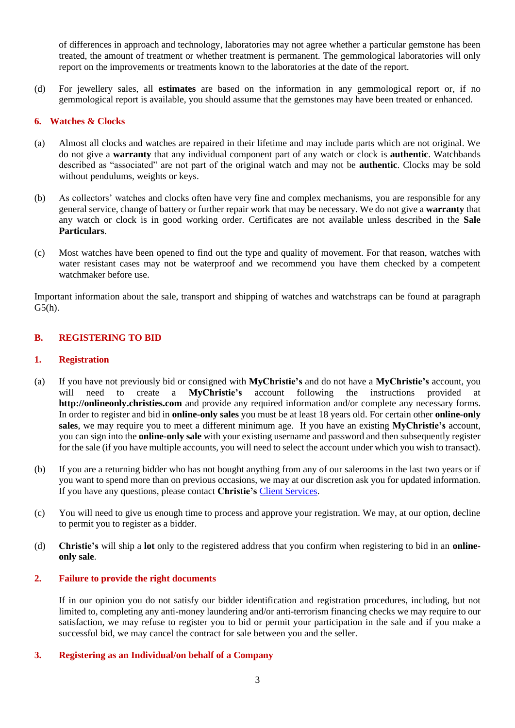of differences in approach and technology, laboratories may not agree whether a particular gemstone has been treated, the amount of treatment or whether treatment is permanent. The gemmological laboratories will only report on the improvements or treatments known to the laboratories at the date of the report.

(d) For jewellery sales, all **estimates** are based on the information in any gemmological report or, if no gemmological report is available, you should assume that the gemstones may have been treated or enhanced.

### 6. Watches & Clocks

(a) Almost all clocks and watches are repaired in their lifetime and may include parts which are not original. We do not give a **warranty** that any individual component part of any watch or clock is **authentic**. Watchbands described as "associated" are not part of the original watch and may not be **authentic**. Clocks may be sold without pendulums, weights or keys.

(b) As collectors' watches and clocks often have very fine and complex mechanisms, you are responsible for any general service, change of battery or further repair work that may be necessary. We do not give a **warranty** that any watch or clock is in good working order. Certificates are not available unless described in the **Sale Particulars**.

(c) Most watches have been opened to find out the type and quality of movement. For that reason, watches with water resistant cases may not be waterproof and we recommend you have them checked by a competent watchmaker before use.

Important information about the sale, transport and shipping of watches and watchstraps can be found at paragraph G5(h).

## B. REGISTERING TO BID

### 1. Registration

(a) If you have not previously bid or consigned with **MyChristie's** and do not have a **MyChristie's** account, you will need to create a **MyChristie's** account following the instructions provided at **http://onlineonly.christies.com** and provide any required information and/or complete any necessary forms. In order to register and bid in **online-only sales** you must be at least 18 years old. For certain other **online-only sales**, we may require you to meet a different minimum age. If you have an existing **MyChristie's** account, you can sign into the **online-only sale** with your existing username and password and then subsequently register for the sale (if you have multiple accounts, you will need to select the account under which you wish to transact).

(b) If you are a returning bidder who has not bought anything from any of our salerooms in the last two years or if you want to spend more than on previous occasions, we may at our discretion ask you for updated information. If you have any questions, please contact **Christie's** Client Services.

(c) You will need to give us enough time to process and approve your registration. We may, at our option, decline to permit you to register as a bidder.

(d) **Christie's** will ship a **lot** only to the registered address that you confirm when registering to bid in an **online-only sale**.

### 2. Failure to provide the right documents

If in our opinion you do not satisfy our bidder identification and registration procedures, including, but not limited to, completing any anti-money laundering and/or anti-terrorism financing checks we may require to our satisfaction, we may refuse to register you to bid or permit your participation in the sale and if you make a successful bid, we may cancel the contract for sale between you and the seller.

### 3. Registering as an Individual/on behalf of a Company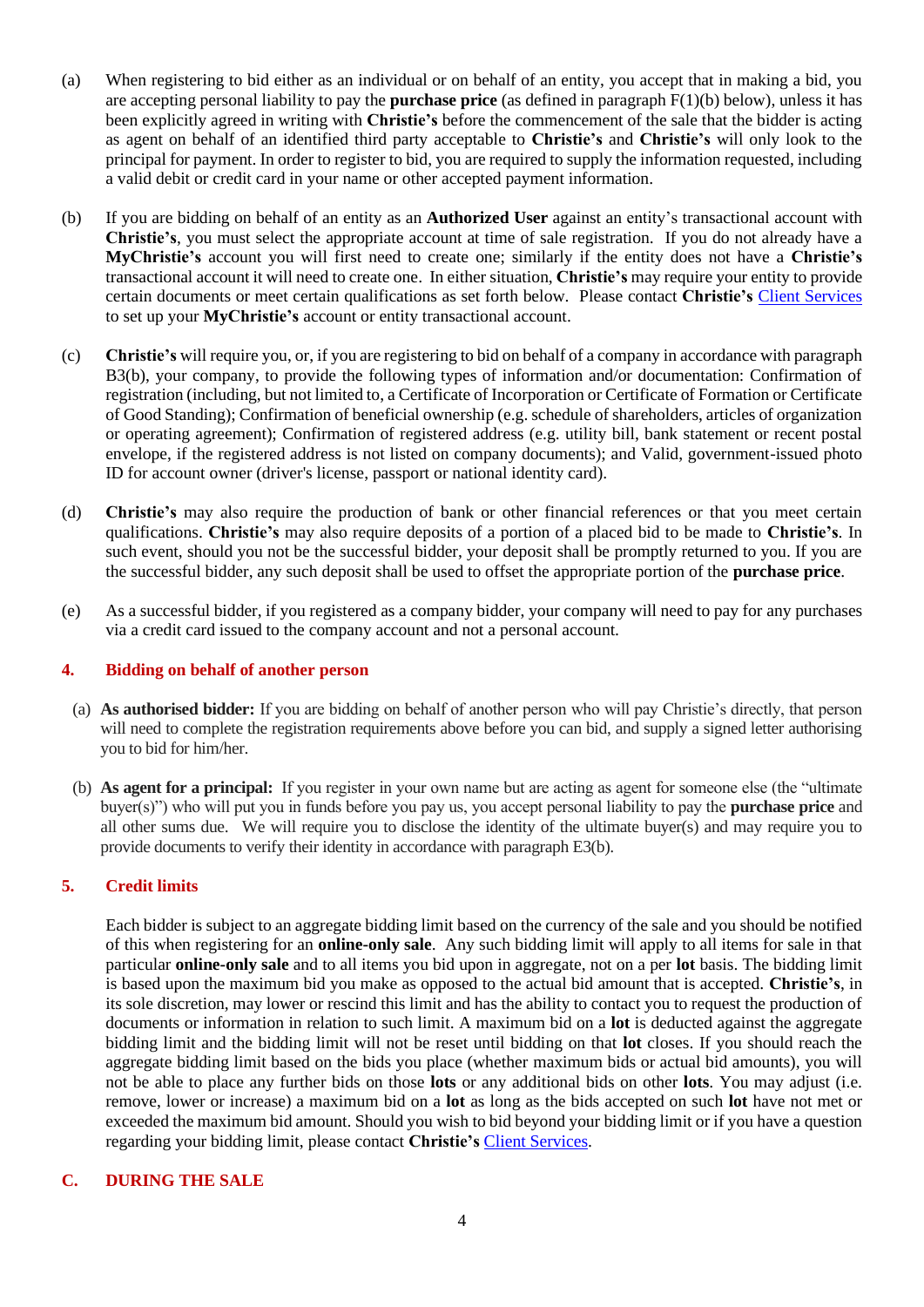(a) When registering to bid either as an individual or on behalf of an entity, you accept that in making a bid, you are accepting personal liability to pay the **purchase price** (as defined in paragraph F(1)(b) below), unless it has been explicitly agreed in writing with **Christie's** before the commencement of the sale that the bidder is acting as agent on behalf of an identified third party acceptable to **Christie's** and **Christie's** will only look to the principal for payment. In order to register to bid, you are required to supply the information requested, including a valid debit or credit card in your name or other accepted payment information.

(b) If you are bidding on behalf of an entity as an **Authorized User** against an entity's transactional account with **Christie's**, you must select the appropriate account at time of sale registration. If you do not already have a **MyChristie's** account you will first need to create one; similarly if the entity does not have a **Christie's** transactional account it will need to create one. In either situation, **Christie's** may require your entity to provide certain documents or meet certain qualifications as set forth below. Please contact **Christie's** Client Services to set up your **MyChristie's** account or entity transactional account.

(c) **Christie's** will require you, or, if you are registering to bid on behalf of a company in accordance with paragraph B3(b), your company, to provide the following types of information and/or documentation: Confirmation of registration (including, but not limited to, a Certificate of Incorporation or Certificate of Formation or Certificate of Good Standing); Confirmation of beneficial ownership (e.g. schedule of shareholders, articles of organization or operating agreement); Confirmation of registered address (e.g. utility bill, bank statement or recent postal envelope, if the registered address is not listed on company documents); and Valid, government-issued photo ID for account owner (driver's license, passport or national identity card).

(d) **Christie's** may also require the production of bank or other financial references or that you meet certain qualifications. **Christie's** may also require deposits of a portion of a placed bid to be made to **Christie's**. In such event, should you not be the successful bidder, your deposit shall be promptly returned to you. If you are the successful bidder, any such deposit shall be used to offset the appropriate portion of the **purchase price**.

(e) As a successful bidder, if you registered as a company bidder, your company will need to pay for any purchases via a credit card issued to the company account and not a personal account.

### 4. Bidding on behalf of another person

(a) **As authorised bidder:** If you are bidding on behalf of another person who will pay Christie's directly, that person will need to complete the registration requirements above before you can bid, and supply a signed letter authorising you to bid for him/her.

(b) **As agent for a principal:** If you register in your own name but are acting as agent for someone else (the "ultimate buyer(s)") who will put you in funds before you pay us, you accept personal liability to pay the **purchase price** and all other sums due. We will require you to disclose the identity of the ultimate buyer(s) and may require you to provide documents to verify their identity in accordance with paragraph E3(b).

### 5. Credit limits

Each bidder is subject to an aggregate bidding limit based on the currency of the sale and you should be notified of this when registering for an **online-only sale**. Any such bidding limit will apply to all items for sale in that particular **online-only sale** and to all items you bid upon in aggregate, not on a per **lot** basis. The bidding limit is based upon the maximum bid you make as opposed to the actual bid amount that is accepted. **Christie's**, in its sole discretion, may lower or rescind this limit and has the ability to contact you to request the production of documents or information in relation to such limit. A maximum bid on a **lot** is deducted against the aggregate bidding limit and the bidding limit will not be reset until bidding on that **lot** closes. If you should reach the aggregate bidding limit based on the bids you place (whether maximum bids or actual bid amounts), you will not be able to place any further bids on those **lots** or any additional bids on other **lots**. You may adjust (i.e. remove, lower or increase) a maximum bid on a **lot** as long as the bids accepted on such **lot** have not met or exceeded the maximum bid amount. Should you wish to bid beyond your bidding limit or if you have a question regarding your bidding limit, please contact **Christie's** Client Services.

## C. DURING THE SALE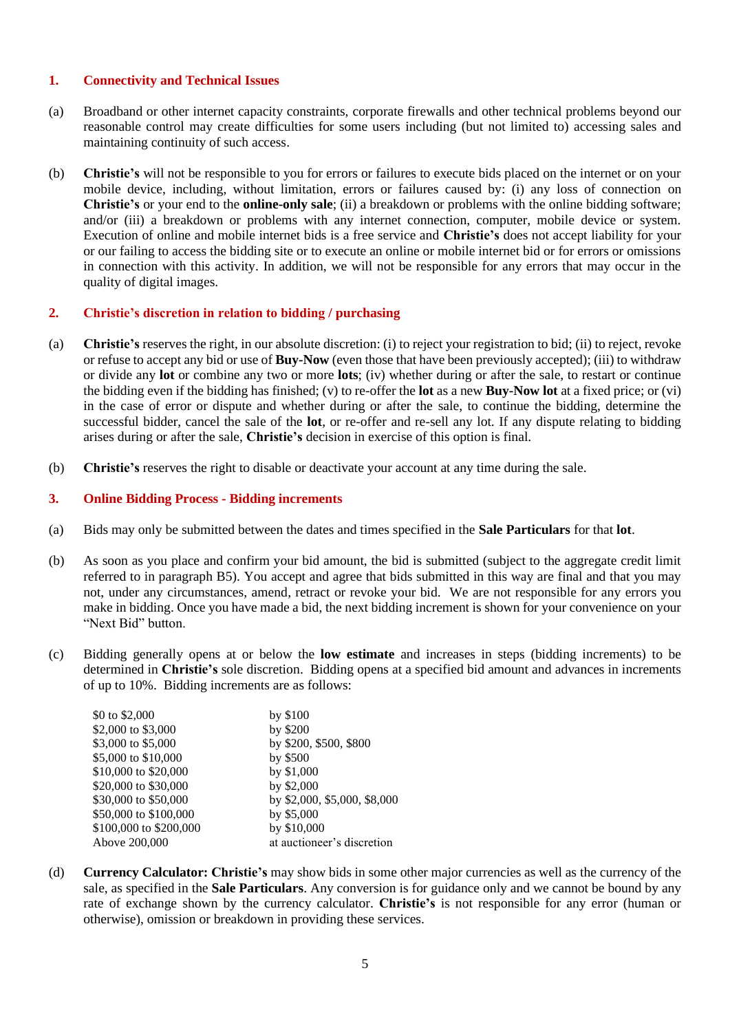## 1. Connectivity and Technical Issues

(a) Broadband or other internet capacity constraints, corporate firewalls and other technical problems beyond our reasonable control may create difficulties for some users including (but not limited to) accessing sales and maintaining continuity of such access.

(b) **Christie's** will not be responsible to you for errors or failures to execute bids placed on the internet or on your mobile device, including, without limitation, errors or failures caused by: (i) any loss of connection on **Christie's** or your end to the **online-only sale**; (ii) a breakdown or problems with the online bidding software; and/or (iii) a breakdown or problems with any internet connection, computer, mobile device or system. Execution of online and mobile internet bids is a free service and **Christie's** does not accept liability for your or our failing to access the bidding site or to execute an online or mobile internet bid or for errors or omissions in connection with this activity. In addition, we will not be responsible for any errors that may occur in the quality of digital images.

## 2. Christie's discretion in relation to bidding / purchasing

(a) **Christie's** reserves the right, in our absolute discretion: (i) to reject your registration to bid; (ii) to reject, revoke or refuse to accept any bid or use of **Buy-Now** (even those that have been previously accepted); (iii) to withdraw or divide any **lot** or combine any two or more **lots**; (iv) whether during or after the sale, to restart or continue the bidding even if the bidding has finished; (v) to re-offer the **lot** as a new **Buy-Now lot** at a fixed price; or (vi) in the case of error or dispute and whether during or after the sale, to continue the bidding, determine the successful bidder, cancel the sale of the **lot**, or re-offer and re-sell any lot. If any dispute relating to bidding arises during or after the sale, **Christie's** decision in exercise of this option is final.

(b) **Christie's** reserves the right to disable or deactivate your account at any time during the sale.

## 3. Online Bidding Process - Bidding increments

(a) Bids may only be submitted between the dates and times specified in the **Sale Particulars** for that **lot**.

(b) As soon as you place and confirm your bid amount, the bid is submitted (subject to the aggregate credit limit referred to in paragraph B5). You accept and agree that bids submitted in this way are final and that you may not, under any circumstances, amend, retract or revoke your bid. We are not responsible for any errors you make in bidding. Once you have made a bid, the next bidding increment is shown for your convenience on your "Next Bid" button.

(c) Bidding generally opens at or below the **low estimate** and increases in steps (bidding increments) to be determined in **Christie's** sole discretion. Bidding opens at a specified bid amount and advances in increments of up to 10%. Bidding increments are as follows:

| | |
|---|---|
| $0 to $2,000 | by $100 |
| $2,000 to $3,000 | by $200 |
| $3,000 to $5,000 | by $200, $500, $800 |
| $5,000 to $10,000 | by $500 |
| $10,000 to $20,000 | by $1,000 |
| $20,000 to $30,000 | by $2,000 |
| $30,000 to $50,000 | by $2,000, $5,000, $8,000 |
| $50,000 to $100,000 | by $5,000 |
| $100,000 to $200,000 | by $10,000 |
| Above 200,000 | at auctioneer's discretion |

(d) **Currency Calculator: Christie's** may show bids in some other major currencies as well as the currency of the sale, as specified in the **Sale Particulars**. Any conversion is for guidance only and we cannot be bound by any rate of exchange shown by the currency calculator. **Christie's** is not responsible for any error (human or otherwise), omission or breakdown in providing these services.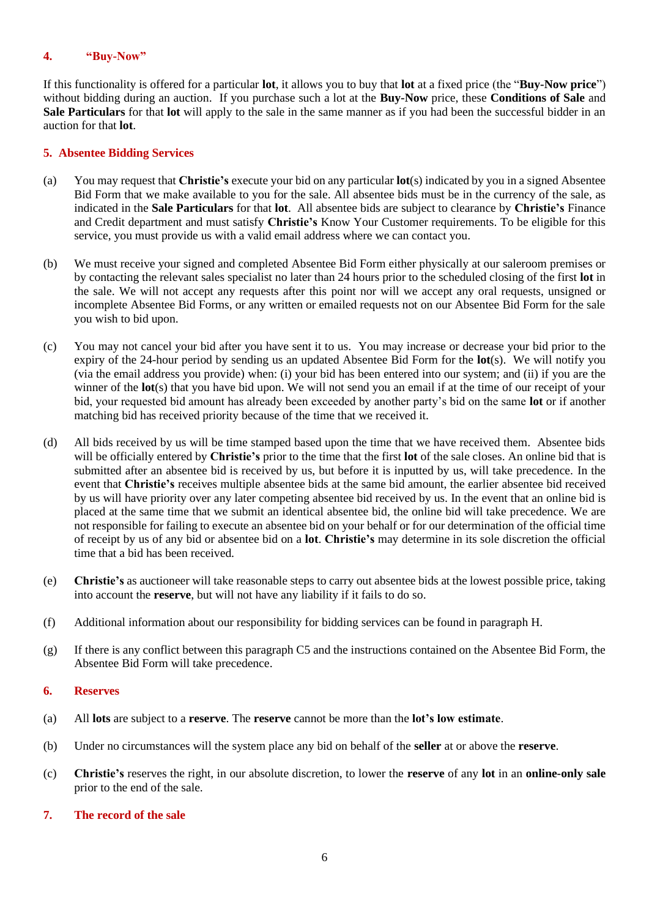## 4. "Buy-Now"

If this functionality is offered for a particular **lot**, it allows you to buy that **lot** at a fixed price (the "**Buy-Now price**") without bidding during an auction. If you purchase such a lot at the **Buy-Now** price, these **Conditions of Sale** and **Sale Particulars** for that **lot** will apply to the sale in the same manner as if you had been the successful bidder in an auction for that **lot**.

## 5. Absentee Bidding Services

(a) You may request that **Christie's** execute your bid on any particular **lot**(s) indicated by you in a signed Absentee Bid Form that we make available to you for the sale. All absentee bids must be in the currency of the sale, as indicated in the **Sale Particulars** for that **lot**. All absentee bids are subject to clearance by **Christie's** Finance and Credit department and must satisfy **Christie's** Know Your Customer requirements. To be eligible for this service, you must provide us with a valid email address where we can contact you.

(b) We must receive your signed and completed Absentee Bid Form either physically at our saleroom premises or by contacting the relevant sales specialist no later than 24 hours prior to the scheduled closing of the first **lot** in the sale. We will not accept any requests after this point nor will we accept any oral requests, unsigned or incomplete Absentee Bid Forms, or any written or emailed requests not on our Absentee Bid Form for the sale you wish to bid upon.

(c) You may not cancel your bid after you have sent it to us. You may increase or decrease your bid prior to the expiry of the 24-hour period by sending us an updated Absentee Bid Form for the **lot**(s). We will notify you (via the email address you provide) when: (i) your bid has been entered into our system; and (ii) if you are the winner of the **lot**(s) that you have bid upon. We will not send you an email if at the time of our receipt of your bid, your requested bid amount has already been exceeded by another party's bid on the same **lot** or if another matching bid has received priority because of the time that we received it.

(d) All bids received by us will be time stamped based upon the time that we have received them. Absentee bids will be officially entered by **Christie's** prior to the time that the first **lot** of the sale closes. An online bid that is submitted after an absentee bid is received by us, but before it is inputted by us, will take precedence. In the event that **Christie's** receives multiple absentee bids at the same bid amount, the earlier absentee bid received by us will have priority over any later competing absentee bid received by us. In the event that an online bid is placed at the same time that we submit an identical absentee bid, the online bid will take precedence. We are not responsible for failing to execute an absentee bid on your behalf or for our determination of the official time of receipt by us of any bid or absentee bid on a **lot**. **Christie's** may determine in its sole discretion the official time that a bid has been received.

(e) **Christie's** as auctioneer will take reasonable steps to carry out absentee bids at the lowest possible price, taking into account the **reserve**, but will not have any liability if it fails to do so.

(f) Additional information about our responsibility for bidding services can be found in paragraph H.

(g) If there is any conflict between this paragraph C5 and the instructions contained on the Absentee Bid Form, the Absentee Bid Form will take precedence.

## 6. Reserves

(a) All **lots** are subject to a **reserve**. The **reserve** cannot be more than the **lot's low estimate**.

(b) Under no circumstances will the system place any bid on behalf of the **seller** at or above the **reserve**.

(c) **Christie's** reserves the right, in our absolute discretion, to lower the **reserve** of any **lot** in an **online-only sale** prior to the end of the sale.

## 7. The record of the sale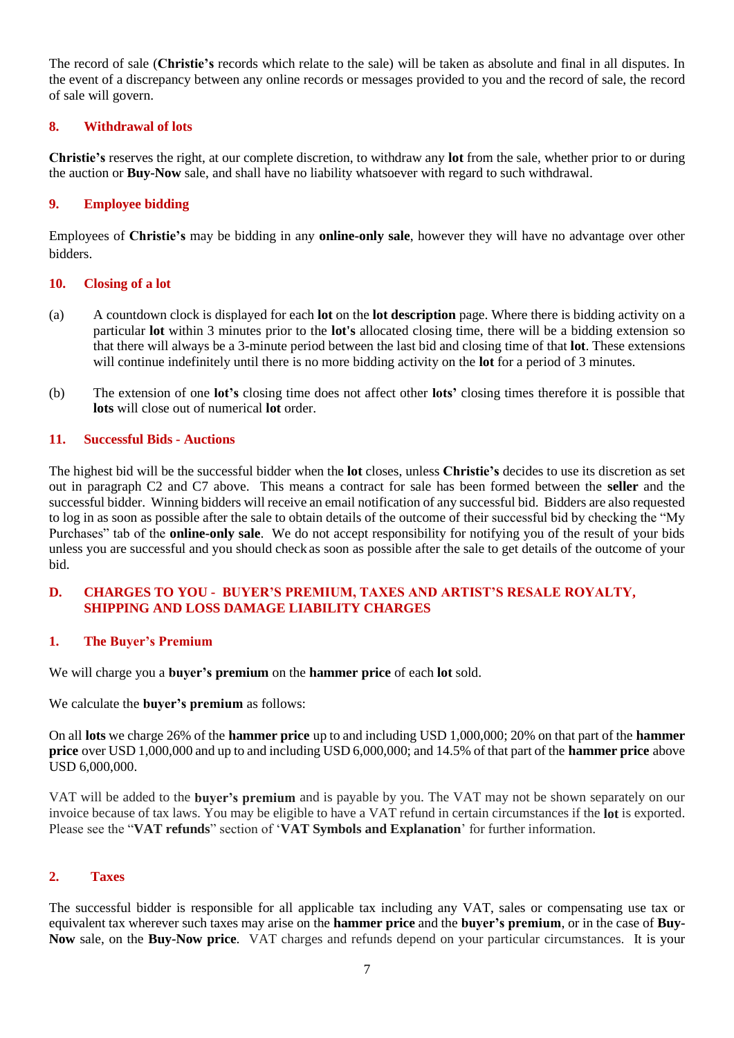The record of sale (**Christie's** records which relate to the sale) will be taken as absolute and final in all disputes. In the event of a discrepancy between any online records or messages provided to you and the record of sale, the record of sale will govern.

### 8. Withdrawal of lots

**Christie's** reserves the right, at our complete discretion, to withdraw any **lot** from the sale, whether prior to or during the auction or **Buy-Now** sale, and shall have no liability whatsoever with regard to such withdrawal.

### 9. Employee bidding

Employees of **Christie's** may be bidding in any **online-only sale**, however they will have no advantage over other bidders.

### 10. Closing of a lot

(a) A countdown clock is displayed for each **lot** on the **lot description** page. Where there is bidding activity on a particular **lot** within 3 minutes prior to the **lot's** allocated closing time, there will be a bidding extension so that there will always be a 3-minute period between the last bid and closing time of that **lot**. These extensions will continue indefinitely until there is no more bidding activity on the **lot** for a period of 3 minutes.

(b) The extension of one **lot's** closing time does not affect other **lots'** closing times therefore it is possible that **lots** will close out of numerical **lot** order.

### 11. Successful Bids - Auctions

The highest bid will be the successful bidder when the **lot** closes, unless **Christie's** decides to use its discretion as set out in paragraph C2 and C7 above. This means a contract for sale has been formed between the **seller** and the successful bidder. Winning bidders will receive an email notification of any successful bid. Bidders are also requested to log in as soon as possible after the sale to obtain details of the outcome of their successful bid by checking the "My Purchases" tab of the **online-only sale**. We do not accept responsibility for notifying you of the result of your bids unless you are successful and you should check as soon as possible after the sale to get details of the outcome of your bid.

## D. CHARGES TO YOU - BUYER'S PREMIUM, TAXES AND ARTIST'S RESALE ROYALTY, SHIPPING AND LOSS DAMAGE LIABILITY CHARGES

### 1. The Buyer's Premium

We will charge you a **buyer's premium** on the **hammer price** of each **lot** sold.

We calculate the **buyer's premium** as follows:

On all **lots** we charge 26% of the **hammer price** up to and including USD 1,000,000; 20% on that part of the **hammer price** over USD 1,000,000 and up to and including USD 6,000,000; and 14.5% of that part of the **hammer price** above USD 6,000,000.

VAT will be added to the **buyer's premium** and is payable by you. The VAT may not be shown separately on our invoice because of tax laws. You may be eligible to have a VAT refund in certain circumstances if the **lot** is exported. Please see the "**VAT refunds**" section of '**VAT Symbols and Explanation**' for further information.

### 2. Taxes

The successful bidder is responsible for all applicable tax including any VAT, sales or compensating use tax or equivalent tax wherever such taxes may arise on the **hammer price** and the **buyer's premium**, or in the case of **Buy-Now** sale, on the **Buy-Now price**. VAT charges and refunds depend on your particular circumstances. It is your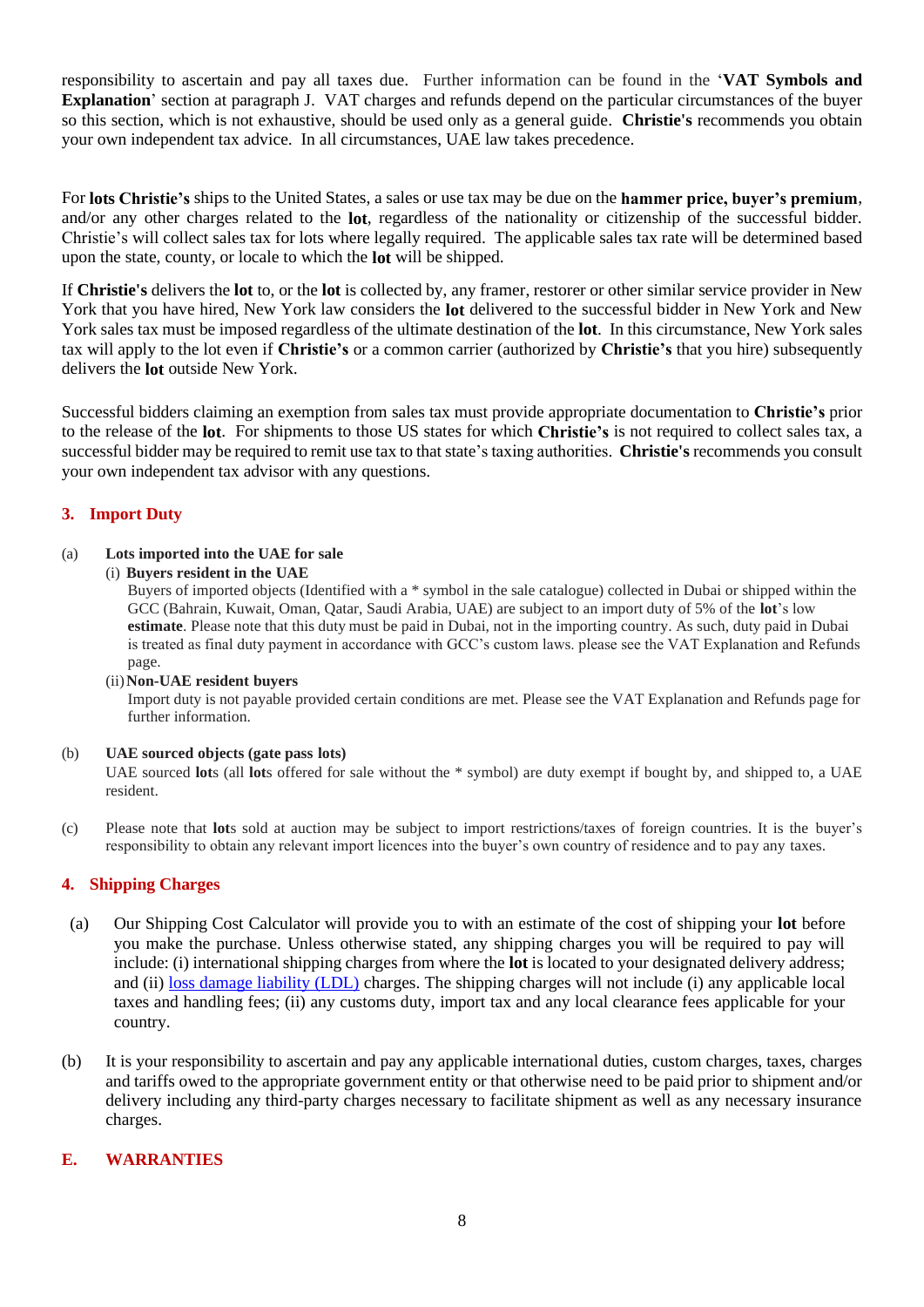responsibility to ascertain and pay all taxes due. Further information can be found in the '**VAT Symbols and Explanation**' section at paragraph J. VAT charges and refunds depend on the particular circumstances of the buyer so this section, which is not exhaustive, should be used only as a general guide. **Christie's** recommends you obtain your own independent tax advice. In all circumstances, UAE law takes precedence.

For **lots Christie's** ships to the United States, a sales or use tax may be due on the **hammer price, buyer's premium**, and/or any other charges related to the **lot**, regardless of the nationality or citizenship of the successful bidder. Christie's will collect sales tax for lots where legally required. The applicable sales tax rate will be determined based upon the state, county, or locale to which the **lot** will be shipped.

If **Christie's** delivers the **lot** to, or the **lot** is collected by, any framer, restorer or other similar service provider in New York that you have hired, New York law considers the **lot** delivered to the successful bidder in New York and New York sales tax must be imposed regardless of the ultimate destination of the **lot**. In this circumstance, New York sales tax will apply to the lot even if **Christie's** or a common carrier (authorized by **Christie's** that you hire) subsequently delivers the **lot** outside New York.

Successful bidders claiming an exemption from sales tax must provide appropriate documentation to **Christie's** prior to the release of the **lot**. For shipments to those US states for which **Christie's** is not required to collect sales tax, a successful bidder may be required to remit use tax to that state's taxing authorities. **Christie's** recommends you consult your own independent tax advisor with any questions.

## 3. Import Duty

(a) **Lots imported into the UAE for sale**

(i) **Buyers resident in the UAE**

Buyers of imported objects (Identified with a * symbol in the sale catalogue) collected in Dubai or shipped within the GCC (Bahrain, Kuwait, Oman, Qatar, Saudi Arabia, UAE) are subject to an import duty of 5% of the **lot**'s low **estimate**. Please note that this duty must be paid in Dubai, not in the importing country. As such, duty paid in Dubai is treated as final duty payment in accordance with GCC's custom laws. please see the VAT Explanation and Refunds page.

(ii) **Non-UAE resident buyers**

Import duty is not payable provided certain conditions are met. Please see the VAT Explanation and Refunds page for further information.

(b) **UAE sourced objects (gate pass lots)**

UAE sourced **lot**s (all **lot**s offered for sale without the * symbol) are duty exempt if bought by, and shipped to, a UAE resident.

(c) Please note that **lot**s sold at auction may be subject to import restrictions/taxes of foreign countries. It is the buyer's responsibility to obtain any relevant import licences into the buyer's own country of residence and to pay any taxes.

## 4. Shipping Charges

(a) Our Shipping Cost Calculator will provide you to with an estimate of the cost of shipping your **lot** before you make the purchase. Unless otherwise stated, any shipping charges you will be required to pay will include: (i) international shipping charges from where the **lot** is located to your designated delivery address; and (ii) loss damage liability (LDL) charges. The shipping charges will not include (i) any applicable local taxes and handling fees; (ii) any customs duty, import tax and any local clearance fees applicable for your country.

(b) It is your responsibility to ascertain and pay any applicable international duties, custom charges, taxes, charges and tariffs owed to the appropriate government entity or that otherwise need to be paid prior to shipment and/or delivery including any third-party charges necessary to facilitate shipment as well as any necessary insurance charges.

# E. WARRANTIES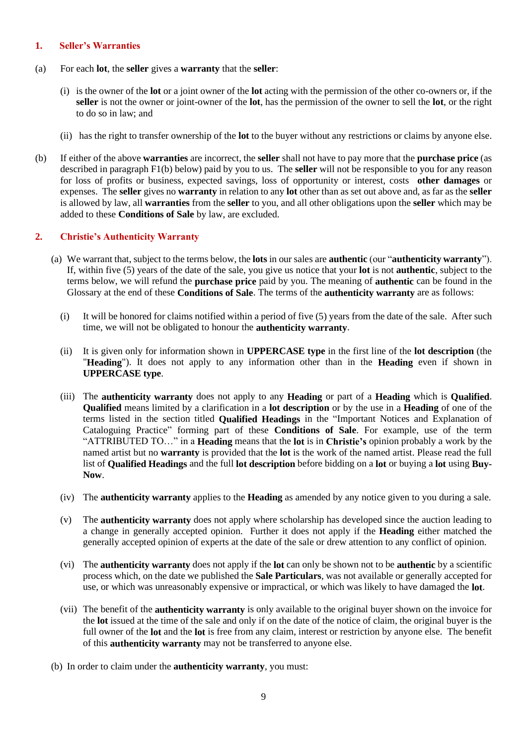## 1. Seller's Warranties

(a) For each **lot**, the **seller** gives a **warranty** that the **seller**:

(i) is the owner of the **lot** or a joint owner of the **lot** acting with the permission of the other co-owners or, if the **seller** is not the owner or joint-owner of the **lot**, has the permission of the owner to sell the **lot**, or the right to do so in law; and

(ii) has the right to transfer ownership of the **lot** to the buyer without any restrictions or claims by anyone else.

(b) If either of the above **warranties** are incorrect, the **seller** shall not have to pay more that the **purchase price** (as described in paragraph F1(b) below) paid by you to us. The **seller** will not be responsible to you for any reason for loss of profits or business, expected savings, loss of opportunity or interest, costs **other damages** or expenses. The **seller** gives no **warranty** in relation to any **lot** other than as set out above and, as far as the **seller** is allowed by law, all **warranties** from the **seller** to you, and all other obligations upon the **seller** which may be added to these **Conditions of Sale** by law, are excluded.

## 2. Christie's Authenticity Warranty

(a) We warrant that, subject to the terms below, the **lots** in our sales are **authentic** (our "**authenticity warranty**"). If, within five (5) years of the date of the sale, you give us notice that your **lot** is not **authentic**, subject to the terms below, we will refund the **purchase price** paid by you. The meaning of **authentic** can be found in the Glossary at the end of these **Conditions of Sale**. The terms of the **authenticity warranty** are as follows:

(i) It will be honored for claims notified within a period of five (5) years from the date of the sale. After such time, we will not be obligated to honour the **authenticity warranty**.

(ii) It is given only for information shown in **UPPERCASE type** in the first line of the **lot description** (the "**Heading**"). It does not apply to any information other than in the **Heading** even if shown in **UPPERCASE type**.

(iii) The **authenticity warranty** does not apply to any **Heading** or part of a **Heading** which is **Qualified**. **Qualified** means limited by a clarification in a **lot description** or by the use in a **Heading** of one of the terms listed in the section titled **Qualified Headings** in the "Important Notices and Explanation of Cataloguing Practice" forming part of these **Conditions of Sale**. For example, use of the term "ATTRIBUTED TO…" in a **Heading** means that the **lot** is in **Christie's** opinion probably a work by the named artist but no **warranty** is provided that the **lot** is the work of the named artist. Please read the full list of **Qualified Headings** and the full **lot description** before bidding on a **lot** or buying a **lot** using **Buy-Now**.

(iv) The **authenticity warranty** applies to the **Heading** as amended by any notice given to you during a sale.

(v) The **authenticity warranty** does not apply where scholarship has developed since the auction leading to a change in generally accepted opinion. Further it does not apply if the **Heading** either matched the generally accepted opinion of experts at the date of the sale or drew attention to any conflict of opinion.

(vi) The **authenticity warranty** does not apply if the **lot** can only be shown not to be **authentic** by a scientific process which, on the date we published the **Sale Particulars**, was not available or generally accepted for use, or which was unreasonably expensive or impractical, or which was likely to have damaged the **lot**.

(vii) The benefit of the **authenticity warranty** is only available to the original buyer shown on the invoice for the **lot** issued at the time of the sale and only if on the date of the notice of claim, the original buyer is the full owner of the **lot** and the **lot** is free from any claim, interest or restriction by anyone else. The benefit of this **authenticity warranty** may not be transferred to anyone else.

(b) In order to claim under the **authenticity warranty**, you must: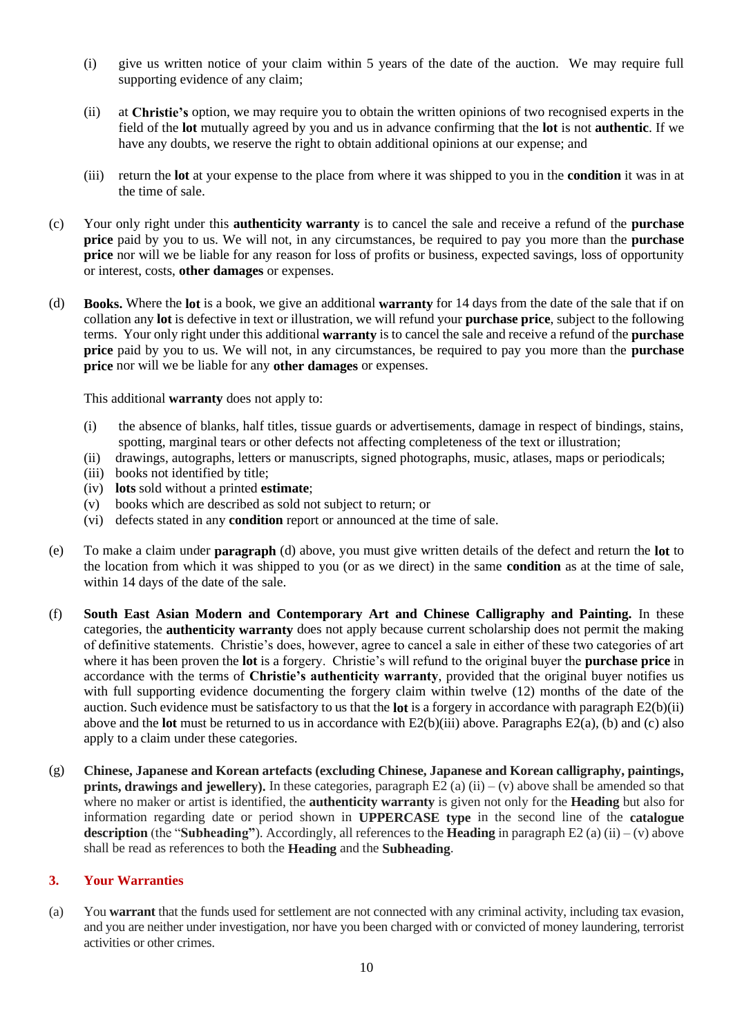(i) give us written notice of your claim within 5 years of the date of the auction. We may require full supporting evidence of any claim;

(ii) at **Christie's** option, we may require you to obtain the written opinions of two recognised experts in the field of the **lot** mutually agreed by you and us in advance confirming that the **lot** is not **authentic**. If we have any doubts, we reserve the right to obtain additional opinions at our expense; and

(iii) return the **lot** at your expense to the place from where it was shipped to you in the **condition** it was in at the time of sale.

(c) Your only right under this **authenticity warranty** is to cancel the sale and receive a refund of the **purchase price** paid by you to us. We will not, in any circumstances, be required to pay you more than the **purchase price** nor will we be liable for any reason for loss of profits or business, expected savings, loss of opportunity or interest, costs, **other damages** or expenses.

(d) **Books.** Where the **lot** is a book, we give an additional **warranty** for 14 days from the date of the sale that if on collation any **lot** is defective in text or illustration, we will refund your **purchase price**, subject to the following terms. Your only right under this additional **warranty** is to cancel the sale and receive a refund of the **purchase price** paid by you to us. We will not, in any circumstances, be required to pay you more than the **purchase price** nor will we be liable for any **other damages** or expenses.

This additional **warranty** does not apply to:

(i) the absence of blanks, half titles, tissue guards or advertisements, damage in respect of bindings, stains, spotting, marginal tears or other defects not affecting completeness of the text or illustration;
(ii) drawings, autographs, letters or manuscripts, signed photographs, music, atlases, maps or periodicals;
(iii) books not identified by title;
(iv) **lots** sold without a printed **estimate**;
(v) books which are described as sold not subject to return; or
(vi) defects stated in any **condition** report or announced at the time of sale.

(e) To make a claim under **paragraph** (d) above, you must give written details of the defect and return the **lot** to the location from which it was shipped to you (or as we direct) in the same **condition** as at the time of sale, within 14 days of the date of the sale.

(f) **South East Asian Modern and Contemporary Art and Chinese Calligraphy and Painting.** In these categories, the **authenticity warranty** does not apply because current scholarship does not permit the making of definitive statements. Christie's does, however, agree to cancel a sale in either of these two categories of art where it has been proven the **lot** is a forgery. Christie's will refund to the original buyer the **purchase price** in accordance with the terms of **Christie's authenticity warranty**, provided that the original buyer notifies us with full supporting evidence documenting the forgery claim within twelve (12) months of the date of the auction. Such evidence must be satisfactory to us that the **lot** is a forgery in accordance with paragraph E2(b)(ii) above and the **lot** must be returned to us in accordance with E2(b)(iii) above. Paragraphs E2(a), (b) and (c) also apply to a claim under these categories.

(g) **Chinese, Japanese and Korean artefacts (excluding Chinese, Japanese and Korean calligraphy, paintings, prints, drawings and jewellery).** In these categories, paragraph E2 (a) (ii) – (v) above shall be amended so that where no maker or artist is identified, the **authenticity warranty** is given not only for the **Heading** but also for information regarding date or period shown in **UPPERCASE type** in the second line of the **catalogue description** (the "**Subheading"**). Accordingly, all references to the **Heading** in paragraph E2 (a) (ii) – (v) above shall be read as references to both the **Heading** and the **Subheading**.

### 3. Your Warranties

(a) You **warrant** that the funds used for settlement are not connected with any criminal activity, including tax evasion, and you are neither under investigation, nor have you been charged with or convicted of money laundering, terrorist activities or other crimes.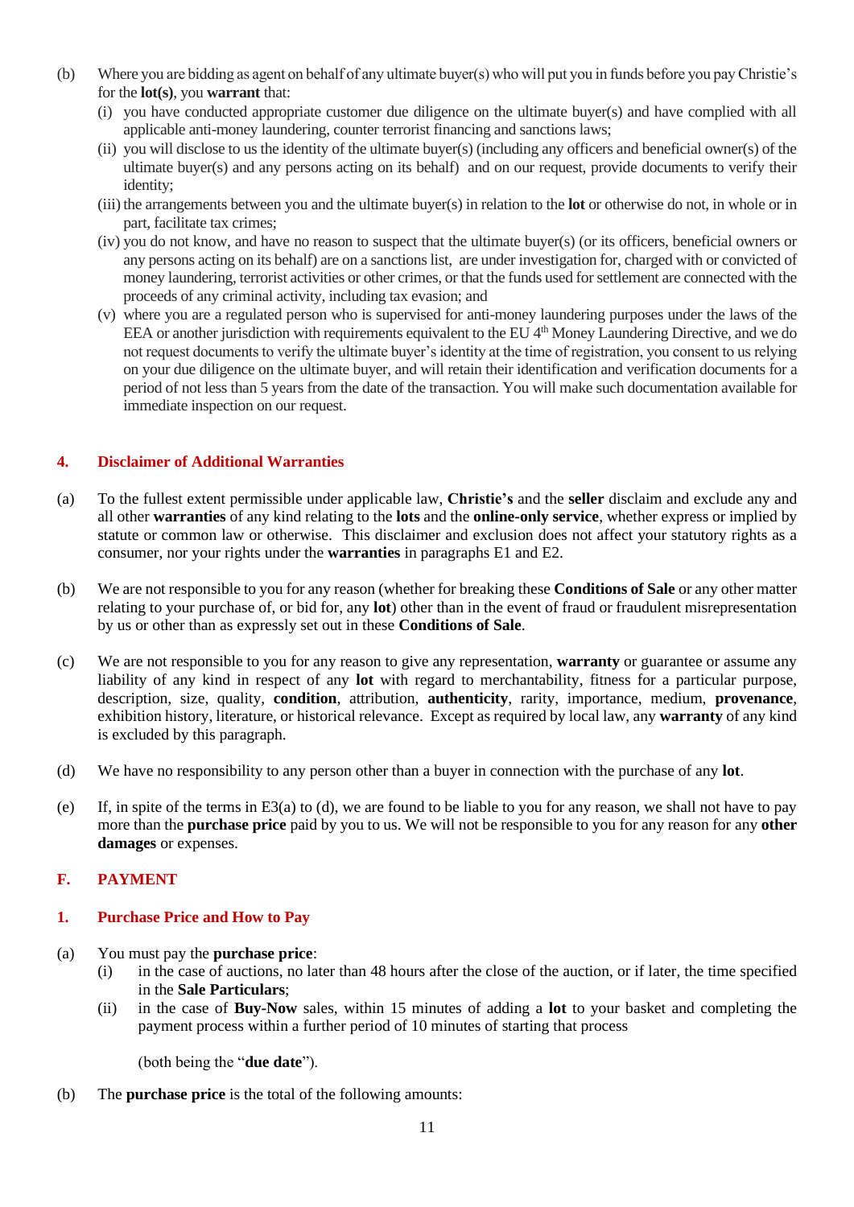(b) Where you are bidding as agent on behalf of any ultimate buyer(s) who will put you in funds before you pay Christie's for the **lot(s)**, you **warrant** that:

  (i) you have conducted appropriate customer due diligence on the ultimate buyer(s) and have complied with all applicable anti-money laundering, counter terrorist financing and sanctions laws;

  (ii) you will disclose to us the identity of the ultimate buyer(s) (including any officers and beneficial owner(s) of the ultimate buyer(s) and any persons acting on its behalf) and on our request, provide documents to verify their identity;

  (iii) the arrangements between you and the ultimate buyer(s) in relation to the **lot** or otherwise do not, in whole or in part, facilitate tax crimes;

  (iv) you do not know, and have no reason to suspect that the ultimate buyer(s) (or its officers, beneficial owners or any persons acting on its behalf) are on a sanctions list, are under investigation for, charged with or convicted of money laundering, terrorist activities or other crimes, or that the funds used for settlement are connected with the proceeds of any criminal activity, including tax evasion; and

  (v) where you are a regulated person who is supervised for anti-money laundering purposes under the laws of the EEA or another jurisdiction with requirements equivalent to the EU 4th Money Laundering Directive, and we do not request documents to verify the ultimate buyer's identity at the time of registration, you consent to us relying on your due diligence on the ultimate buyer, and will retain their identification and verification documents for a period of not less than 5 years from the date of the transaction. You will make such documentation available for immediate inspection on our request.

## 4. Disclaimer of Additional Warranties

(a) To the fullest extent permissible under applicable law, **Christie's** and the **seller** disclaim and exclude any and all other **warranties** of any kind relating to the **lots** and the **online-only service**, whether express or implied by statute or common law or otherwise. This disclaimer and exclusion does not affect your statutory rights as a consumer, nor your rights under the **warranties** in paragraphs E1 and E2.

(b) We are not responsible to you for any reason (whether for breaking these **Conditions of Sale** or any other matter relating to your purchase of, or bid for, any **lot**) other than in the event of fraud or fraudulent misrepresentation by us or other than as expressly set out in these **Conditions of Sale**.

(c) We are not responsible to you for any reason to give any representation, **warranty** or guarantee or assume any liability of any kind in respect of any **lot** with regard to merchantability, fitness for a particular purpose, description, size, quality, **condition**, attribution, **authenticity**, rarity, importance, medium, **provenance**, exhibition history, literature, or historical relevance. Except as required by local law, any **warranty** of any kind is excluded by this paragraph.

(d) We have no responsibility to any person other than a buyer in connection with the purchase of any **lot**.

(e) If, in spite of the terms in E3(a) to (d), we are found to be liable to you for any reason, we shall not have to pay more than the **purchase price** paid by you to us. We will not be responsible to you for any reason for any **other damages** or expenses.

# F. PAYMENT

## 1. Purchase Price and How to Pay

(a) You must pay the **purchase price**:

  (i) in the case of auctions, no later than 48 hours after the close of the auction, or if later, the time specified in the **Sale Particulars**;

  (ii) in the case of **Buy-Now** sales, within 15 minutes of adding a **lot** to your basket and completing the payment process within a further period of 10 minutes of starting that process

  (both being the "**due date**").

(b) The **purchase price** is the total of the following amounts: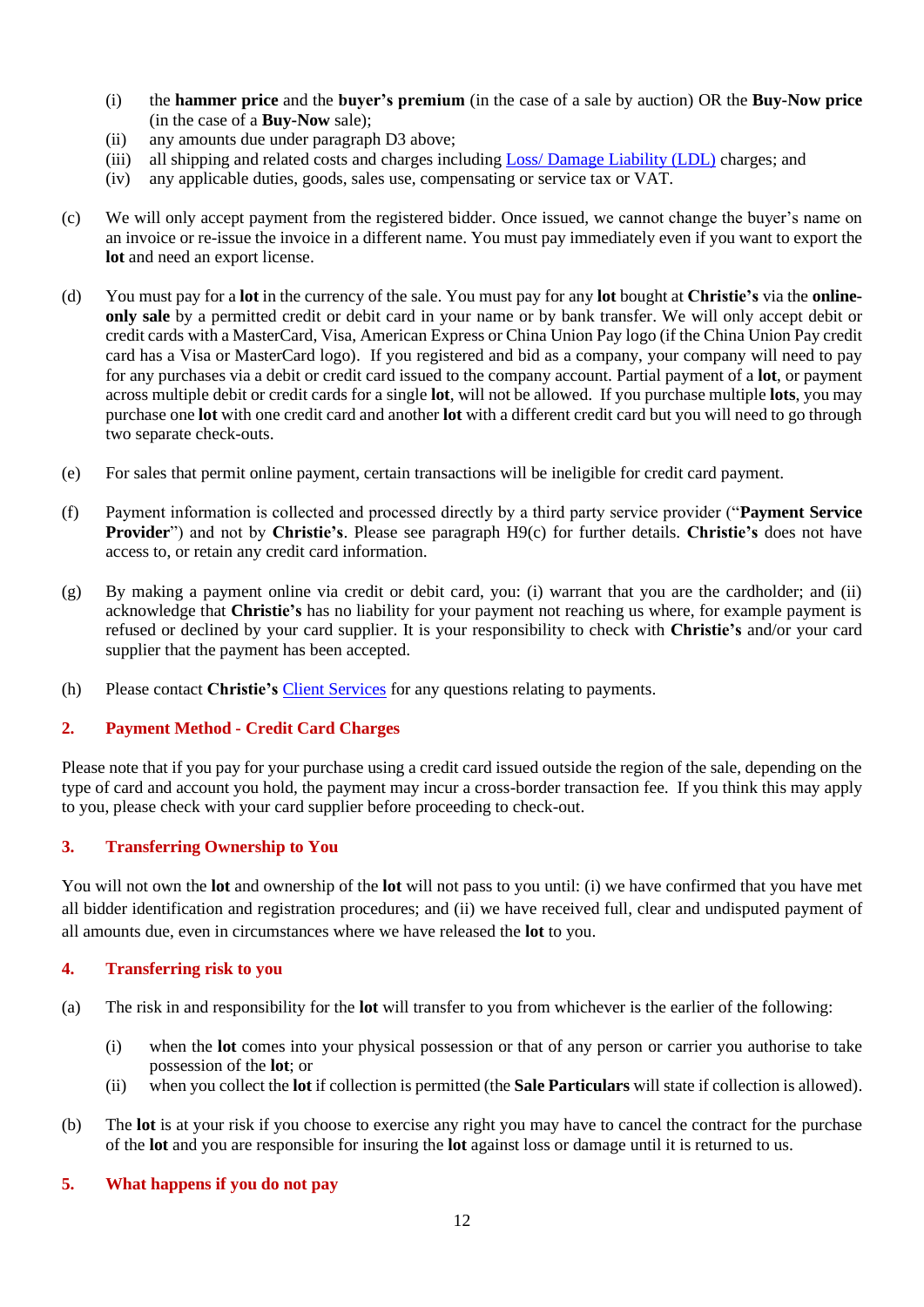(i) the **hammer price** and the **buyer's premium** (in the case of a sale by auction) OR the **Buy-Now price** (in the case of a **Buy-Now** sale);
(ii) any amounts due under paragraph D3 above;
(iii) all shipping and related costs and charges including Loss/ Damage Liability (LDL) charges; and
(iv) any applicable duties, goods, sales use, compensating or service tax or VAT.

(c) We will only accept payment from the registered bidder. Once issued, we cannot change the buyer's name on an invoice or re-issue the invoice in a different name. You must pay immediately even if you want to export the **lot** and need an export license.

(d) You must pay for a **lot** in the currency of the sale. You must pay for any **lot** bought at **Christie's** via the **online-only sale** by a permitted credit or debit card in your name or by bank transfer. We will only accept debit or credit cards with a MasterCard, Visa, American Express or China Union Pay logo (if the China Union Pay credit card has a Visa or MasterCard logo). If you registered and bid as a company, your company will need to pay for any purchases via a debit or credit card issued to the company account. Partial payment of a **lot**, or payment across multiple debit or credit cards for a single **lot**, will not be allowed. If you purchase multiple **lots**, you may purchase one **lot** with one credit card and another **lot** with a different credit card but you will need to go through two separate check-outs.

(e) For sales that permit online payment, certain transactions will be ineligible for credit card payment.

(f) Payment information is collected and processed directly by a third party service provider ("**Payment Service Provider**") and not by **Christie's**. Please see paragraph H9(c) for further details. **Christie's** does not have access to, or retain any credit card information.

(g) By making a payment online via credit or debit card, you: (i) warrant that you are the cardholder; and (ii) acknowledge that **Christie's** has no liability for your payment not reaching us where, for example payment is refused or declined by your card supplier. It is your responsibility to check with **Christie's** and/or your card supplier that the payment has been accepted.

(h) Please contact **Christie's** Client Services for any questions relating to payments.

## 2. Payment Method - Credit Card Charges

Please note that if you pay for your purchase using a credit card issued outside the region of the sale, depending on the type of card and account you hold, the payment may incur a cross-border transaction fee. If you think this may apply to you, please check with your card supplier before proceeding to check-out.

## 3. Transferring Ownership to You

You will not own the **lot** and ownership of the **lot** will not pass to you until: (i) we have confirmed that you have met all bidder identification and registration procedures; and (ii) we have received full, clear and undisputed payment of all amounts due, even in circumstances where we have released the **lot** to you.

## 4. Transferring risk to you

(a) The risk in and responsibility for the **lot** will transfer to you from whichever is the earlier of the following:

(i) when the **lot** comes into your physical possession or that of any person or carrier you authorise to take possession of the **lot**; or
(ii) when you collect the **lot** if collection is permitted (the **Sale Particulars** will state if collection is allowed).

(b) The **lot** is at your risk if you choose to exercise any right you may have to cancel the contract for the purchase of the **lot** and you are responsible for insuring the **lot** against loss or damage until it is returned to us.

## 5. What happens if you do not pay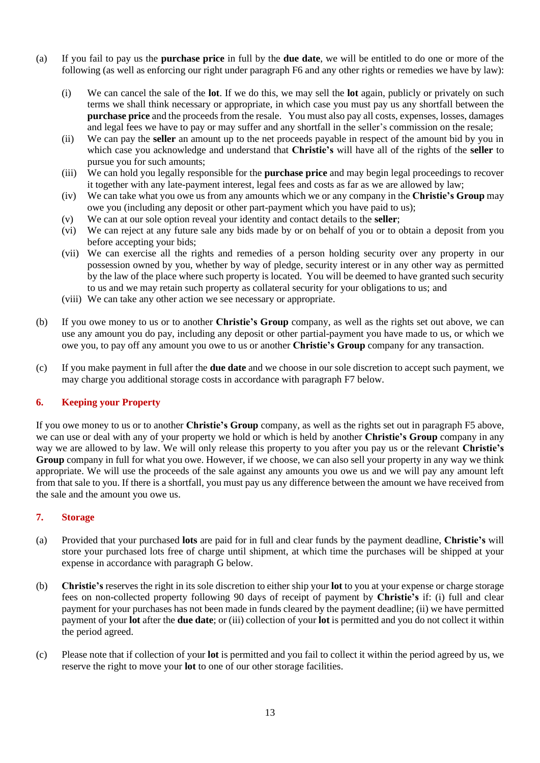(a) If you fail to pay us the **purchase price** in full by the **due date**, we will be entitled to do one or more of the following (as well as enforcing our right under paragraph F6 and any other rights or remedies we have by law):

  (i) We can cancel the sale of the **lot**. If we do this, we may sell the **lot** again, publicly or privately on such terms we shall think necessary or appropriate, in which case you must pay us any shortfall between the **purchase price** and the proceeds from the resale. You must also pay all costs, expenses, losses, damages and legal fees we have to pay or may suffer and any shortfall in the seller's commission on the resale;

  (ii) We can pay the **seller** an amount up to the net proceeds payable in respect of the amount bid by you in which case you acknowledge and understand that **Christie's** will have all of the rights of the **seller** to pursue you for such amounts;

  (iii) We can hold you legally responsible for the **purchase price** and may begin legal proceedings to recover it together with any late-payment interest, legal fees and costs as far as we are allowed by law;

  (iv) We can take what you owe us from any amounts which we or any company in the **Christie's Group** may owe you (including any deposit or other part-payment which you have paid to us);

  (v) We can at our sole option reveal your identity and contact details to the **seller**;

  (vi) We can reject at any future sale any bids made by or on behalf of you or to obtain a deposit from you before accepting your bids;

  (vii) We can exercise all the rights and remedies of a person holding security over any property in our possession owned by you, whether by way of pledge, security interest or in any other way as permitted by the law of the place where such property is located. You will be deemed to have granted such security to us and we may retain such property as collateral security for your obligations to us; and

  (viii) We can take any other action we see necessary or appropriate.

(b) If you owe money to us or to another **Christie's Group** company, as well as the rights set out above, we can use any amount you do pay, including any deposit or other partial-payment you have made to us, or which we owe you, to pay off any amount you owe to us or another **Christie's Group** company for any transaction.

(c) If you make payment in full after the **due date** and we choose in our sole discretion to accept such payment, we may charge you additional storage costs in accordance with paragraph F7 below.

## 6. Keeping your Property

If you owe money to us or to another **Christie's Group** company, as well as the rights set out in paragraph F5 above, we can use or deal with any of your property we hold or which is held by another **Christie's Group** company in any way we are allowed to by law. We will only release this property to you after you pay us or the relevant **Christie's Group** company in full for what you owe. However, if we choose, we can also sell your property in any way we think appropriate. We will use the proceeds of the sale against any amounts you owe us and we will pay any amount left from that sale to you. If there is a shortfall, you must pay us any difference between the amount we have received from the sale and the amount you owe us.

## 7. Storage

(a) Provided that your purchased **lots** are paid for in full and clear funds by the payment deadline, **Christie's** will store your purchased lots free of charge until shipment, at which time the purchases will be shipped at your expense in accordance with paragraph G below.

(b) **Christie's** reserves the right in its sole discretion to either ship your **lot** to you at your expense or charge storage fees on non-collected property following 90 days of receipt of payment by **Christie's** if: (i) full and clear payment for your purchases has not been made in funds cleared by the payment deadline; (ii) we have permitted payment of your **lot** after the **due date**; or (iii) collection of your **lot** is permitted and you do not collect it within the period agreed.

(c) Please note that if collection of your **lot** is permitted and you fail to collect it within the period agreed by us, we reserve the right to move your **lot** to one of our other storage facilities.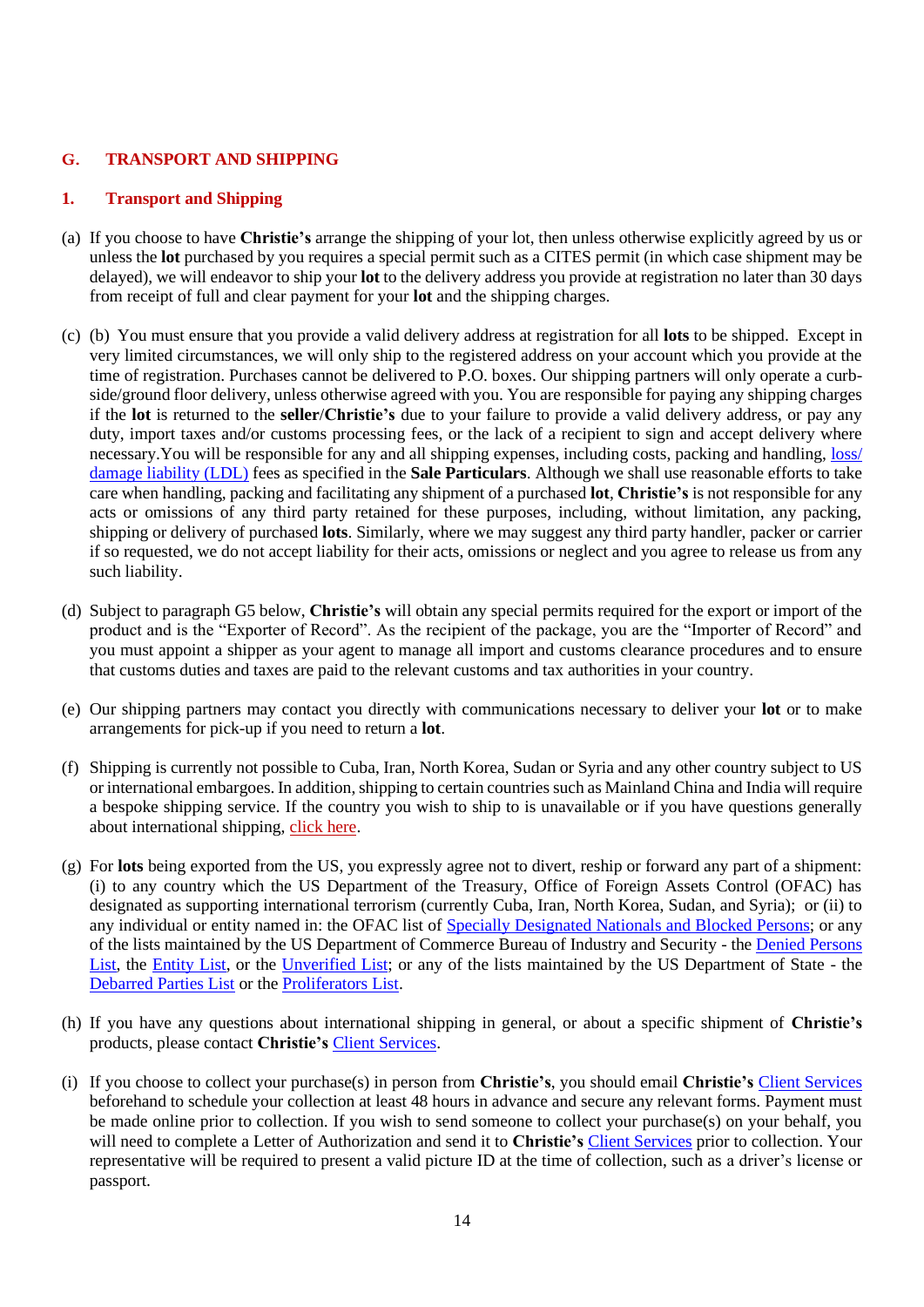## G. TRANSPORT AND SHIPPING

### 1. Transport and Shipping

(a) If you choose to have **Christie's** arrange the shipping of your lot, then unless otherwise explicitly agreed by us or unless the **lot** purchased by you requires a special permit such as a CITES permit (in which case shipment may be delayed), we will endeavor to ship your **lot** to the delivery address you provide at registration no later than 30 days from receipt of full and clear payment for your **lot** and the shipping charges.

(c) (b) You must ensure that you provide a valid delivery address at registration for all **lots** to be shipped. Except in very limited circumstances, we will only ship to the registered address on your account which you provide at the time of registration. Purchases cannot be delivered to P.O. boxes. Our shipping partners will only operate a curb-side/ground floor delivery, unless otherwise agreed with you. You are responsible for paying any shipping charges if the **lot** is returned to the **seller**/**Christie's** due to your failure to provide a valid delivery address, or pay any duty, import taxes and/or customs processing fees, or the lack of a recipient to sign and accept delivery where necessary.You will be responsible for any and all shipping expenses, including costs, packing and handling, loss/ damage liability (LDL) fees as specified in the **Sale Particulars**. Although we shall use reasonable efforts to take care when handling, packing and facilitating any shipment of a purchased **lot**, **Christie's** is not responsible for any acts or omissions of any third party retained for these purposes, including, without limitation, any packing, shipping or delivery of purchased **lots**. Similarly, where we may suggest any third party handler, packer or carrier if so requested, we do not accept liability for their acts, omissions or neglect and you agree to release us from any such liability.

(d) Subject to paragraph G5 below, **Christie's** will obtain any special permits required for the export or import of the product and is the "Exporter of Record". As the recipient of the package, you are the "Importer of Record" and you must appoint a shipper as your agent to manage all import and customs clearance procedures and to ensure that customs duties and taxes are paid to the relevant customs and tax authorities in your country.

(e) Our shipping partners may contact you directly with communications necessary to deliver your **lot** or to make arrangements for pick-up if you need to return a **lot**.

(f) Shipping is currently not possible to Cuba, Iran, North Korea, Sudan or Syria and any other country subject to US or international embargoes. In addition, shipping to certain countries such as Mainland China and India will require a bespoke shipping service. If the country you wish to ship to is unavailable or if you have questions generally about international shipping, click here.

(g) For **lots** being exported from the US, you expressly agree not to divert, reship or forward any part of a shipment: (i) to any country which the US Department of the Treasury, Office of Foreign Assets Control (OFAC) has designated as supporting international terrorism (currently Cuba, Iran, North Korea, Sudan, and Syria); or (ii) to any individual or entity named in: the OFAC list of Specially Designated Nationals and Blocked Persons; or any of the lists maintained by the US Department of Commerce Bureau of Industry and Security - the Denied Persons List, the Entity List, or the Unverified List; or any of the lists maintained by the US Department of State - the Debarred Parties List or the Proliferators List.

(h) If you have any questions about international shipping in general, or about a specific shipment of **Christie's** products, please contact **Christie's** Client Services.

(i) If you choose to collect your purchase(s) in person from **Christie's**, you should email **Christie's** Client Services beforehand to schedule your collection at least 48 hours in advance and secure any relevant forms. Payment must be made online prior to collection. If you wish to send someone to collect your purchase(s) on your behalf, you will need to complete a Letter of Authorization and send it to **Christie's** Client Services prior to collection. Your representative will be required to present a valid picture ID at the time of collection, such as a driver's license or passport.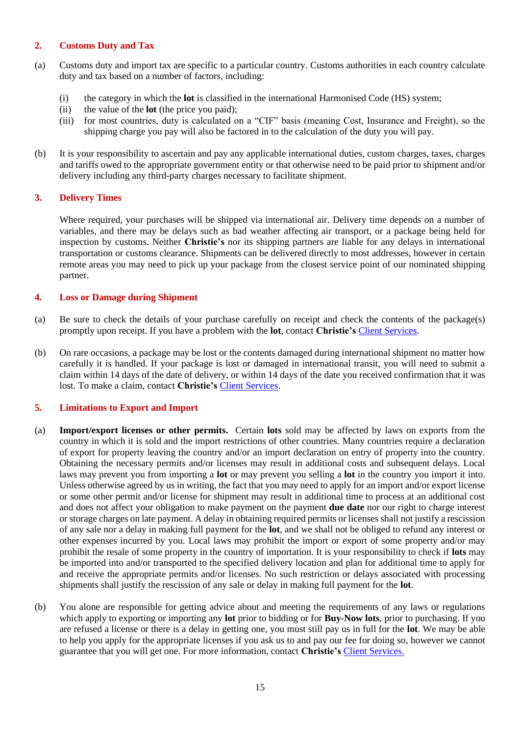## 2. Customs Duty and Tax

(a) Customs duty and import tax are specific to a particular country. Customs authorities in each country calculate duty and tax based on a number of factors, including:

  (i) the category in which the **lot** is classified in the international Harmonised Code (HS) system;
  (ii) the value of the **lot** (the price you paid);
  (iii) for most countries, duty is calculated on a "CIF" basis (meaning Cost, Insurance and Freight), so the shipping charge you pay will also be factored in to the calculation of the duty you will pay.

(b) It is your responsibility to ascertain and pay any applicable international duties, custom charges, taxes, charges and tariffs owed to the appropriate government entity or that otherwise need to be paid prior to shipment and/or delivery including any third-party charges necessary to facilitate shipment.

## 3. Delivery Times

Where required, your purchases will be shipped via international air. Delivery time depends on a number of variables, and there may be delays such as bad weather affecting air transport, or a package being held for inspection by customs. Neither **Christie's** nor its shipping partners are liable for any delays in international transportation or customs clearance. Shipments can be delivered directly to most addresses, however in certain remote areas you may need to pick up your package from the closest service point of our nominated shipping partner.

## 4. Loss or Damage during Shipment

(a) Be sure to check the details of your purchase carefully on receipt and check the contents of the package(s) promptly upon receipt. If you have a problem with the **lot**, contact **Christie's** Client Services.

(b) On rare occasions, a package may be lost or the contents damaged during international shipment no matter how carefully it is handled. If your package is lost or damaged in international transit, you will need to submit a claim within 14 days of the date of delivery, or within 14 days of the date you received confirmation that it was lost. To make a claim, contact **Christie's** Client Services.

## 5. Limitations to Export and Import

(a) **Import/export licenses or other permits.** Certain **lots** sold may be affected by laws on exports from the country in which it is sold and the import restrictions of other countries. Many countries require a declaration of export for property leaving the country and/or an import declaration on entry of property into the country. Obtaining the necessary permits and/or licenses may result in additional costs and subsequent delays. Local laws may prevent you from importing a **lot** or may prevent you selling a **lot** in the country you import it into. Unless otherwise agreed by us in writing, the fact that you may need to apply for an import and/or export license or some other permit and/or license for shipment may result in additional time to process at an additional cost and does not affect your obligation to make payment on the payment **due date** nor our right to charge interest or storage charges on late payment. A delay in obtaining required permits or licenses shall not justify a rescission of any sale nor a delay in making full payment for the **lot**, and we shall not be obliged to refund any interest or other expenses incurred by you. Local laws may prohibit the import or export of some property and/or may prohibit the resale of some property in the country of importation. It is your responsibility to check if **lots** may be imported into and/or transported to the specified delivery location and plan for additional time to apply for and receive the appropriate permits and/or licenses. No such restriction or delays associated with processing shipments shall justify the rescission of any sale or delay in making full payment for the **lot**.

(b) You alone are responsible for getting advice about and meeting the requirements of any laws or regulations which apply to exporting or importing any **lot** prior to bidding or for **Buy-Now lots**, prior to purchasing. If you are refused a license or there is a delay in getting one, you must still pay us in full for the **lot**. We may be able to help you apply for the appropriate licenses if you ask us to and pay our fee for doing so, however we cannot guarantee that you will get one. For more information, contact **Christie's** Client Services.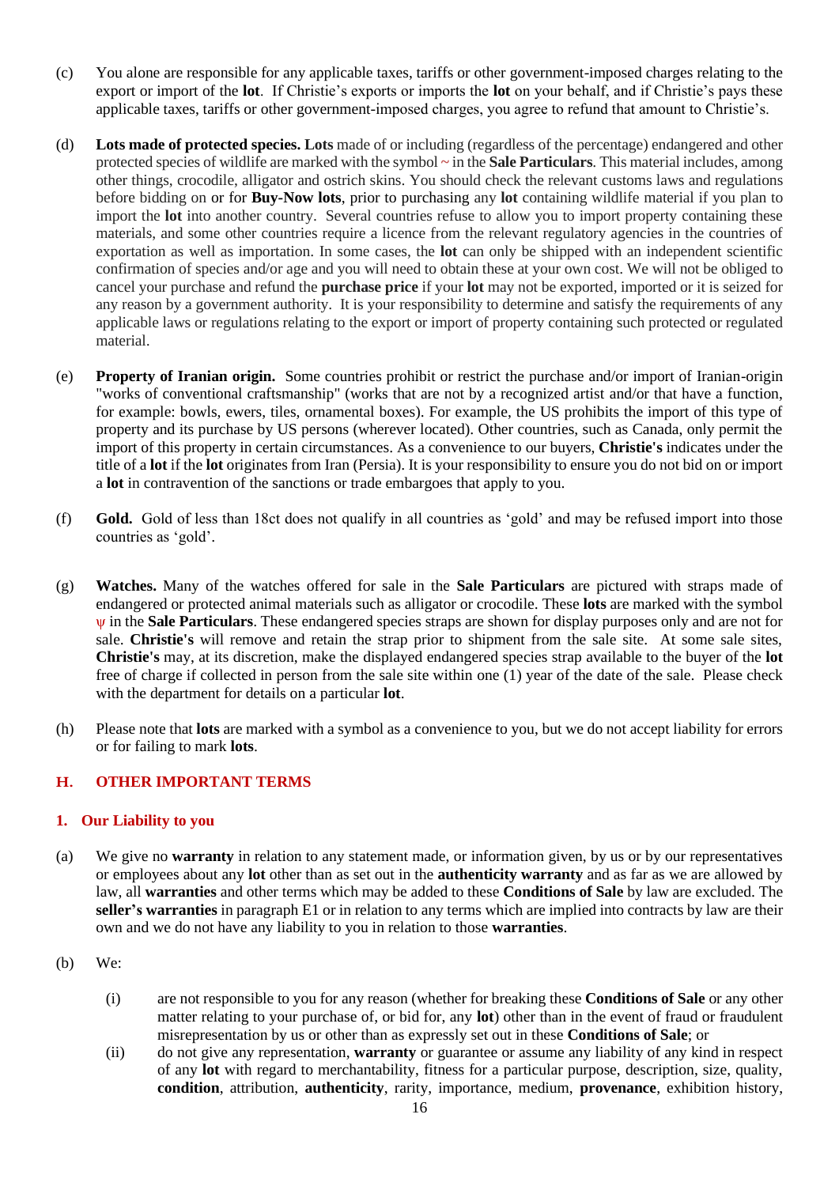(c) You alone are responsible for any applicable taxes, tariffs or other government-imposed charges relating to the export or import of the **lot**. If Christie's exports or imports the **lot** on your behalf, and if Christie's pays these applicable taxes, tariffs or other government-imposed charges, you agree to refund that amount to Christie's.

(d) **Lots made of protected species. Lots** made of or including (regardless of the percentage) endangered and other protected species of wildlife are marked with the symbol ~ in the **Sale Particulars**. This material includes, among other things, crocodile, alligator and ostrich skins. You should check the relevant customs laws and regulations before bidding on or for **Buy-Now lots**, prior to purchasing any **lot** containing wildlife material if you plan to import the **lot** into another country. Several countries refuse to allow you to import property containing these materials, and some other countries require a licence from the relevant regulatory agencies in the countries of exportation as well as importation. In some cases, the **lot** can only be shipped with an independent scientific confirmation of species and/or age and you will need to obtain these at your own cost. We will not be obliged to cancel your purchase and refund the **purchase price** if your **lot** may not be exported, imported or it is seized for any reason by a government authority. It is your responsibility to determine and satisfy the requirements of any applicable laws or regulations relating to the export or import of property containing such protected or regulated material.

(e) **Property of Iranian origin.** Some countries prohibit or restrict the purchase and/or import of Iranian-origin "works of conventional craftsmanship" (works that are not by a recognized artist and/or that have a function, for example: bowls, ewers, tiles, ornamental boxes). For example, the US prohibits the import of this type of property and its purchase by US persons (wherever located). Other countries, such as Canada, only permit the import of this property in certain circumstances. As a convenience to our buyers, **Christie's** indicates under the title of a **lot** if the **lot** originates from Iran (Persia). It is your responsibility to ensure you do not bid on or import a **lot** in contravention of the sanctions or trade embargoes that apply to you.

(f) **Gold.** Gold of less than 18ct does not qualify in all countries as 'gold' and may be refused import into those countries as 'gold'.

(g) **Watches.** Many of the watches offered for sale in the **Sale Particulars** are pictured with straps made of endangered or protected animal materials such as alligator or crocodile. These **lots** are marked with the symbol ψ in the **Sale Particulars**. These endangered species straps are shown for display purposes only and are not for sale. **Christie's** will remove and retain the strap prior to shipment from the sale site. At some sale sites, **Christie's** may, at its discretion, make the displayed endangered species strap available to the buyer of the **lot** free of charge if collected in person from the sale site within one (1) year of the date of the sale. Please check with the department for details on a particular **lot**.

(h) Please note that **lots** are marked with a symbol as a convenience to you, but we do not accept liability for errors or for failing to mark **lots**.

## H. OTHER IMPORTANT TERMS

### 1. Our Liability to you

(a) We give no **warranty** in relation to any statement made, or information given, by us or by our representatives or employees about any **lot** other than as set out in the **authenticity warranty** and as far as we are allowed by law, all **warranties** and other terms which may be added to these **Conditions of Sale** by law are excluded. The **seller's warranties** in paragraph E1 or in relation to any terms which are implied into contracts by law are their own and we do not have any liability to you in relation to those **warranties**.

(b) We:

(i) are not responsible to you for any reason (whether for breaking these **Conditions of Sale** or any other matter relating to your purchase of, or bid for, any **lot**) other than in the event of fraud or fraudulent misrepresentation by us or other than as expressly set out in these **Conditions of Sale**; or

(ii) do not give any representation, **warranty** or guarantee or assume any liability of any kind in respect of any **lot** with regard to merchantability, fitness for a particular purpose, description, size, quality, **condition**, attribution, **authenticity**, rarity, importance, medium, **provenance**, exhibition history,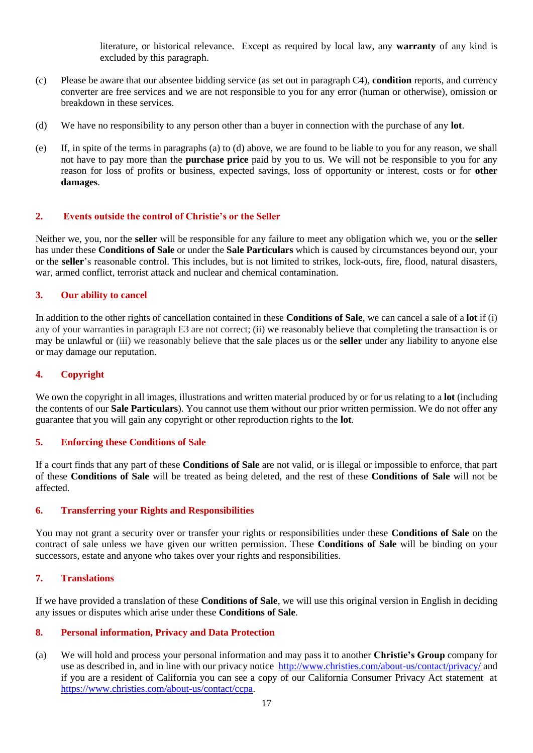literature, or historical relevance. Except as required by local law, any **warranty** of any kind is excluded by this paragraph.

(c) Please be aware that our absentee bidding service (as set out in paragraph C4), **condition** reports, and currency converter are free services and we are not responsible to you for any error (human or otherwise), omission or breakdown in these services.

(d) We have no responsibility to any person other than a buyer in connection with the purchase of any **lot**.

(e) If, in spite of the terms in paragraphs (a) to (d) above, we are found to be liable to you for any reason, we shall not have to pay more than the **purchase price** paid by you to us. We will not be responsible to you for any reason for loss of profits or business, expected savings, loss of opportunity or interest, costs or for **other damages**.

## 2. Events outside the control of Christie's or the Seller

Neither we, you, nor the **seller** will be responsible for any failure to meet any obligation which we, you or the **seller** has under these **Conditions of Sale** or under the **Sale Particulars** which is caused by circumstances beyond our, your or the **seller**'s reasonable control. This includes, but is not limited to strikes, lock-outs, fire, flood, natural disasters, war, armed conflict, terrorist attack and nuclear and chemical contamination.

## 3. Our ability to cancel

In addition to the other rights of cancellation contained in these **Conditions of Sale**, we can cancel a sale of a **lot** if (i) any of your warranties in paragraph E3 are not correct; (ii) we reasonably believe that completing the transaction is or may be unlawful or (iii) we reasonably believe that the sale places us or the **seller** under any liability to anyone else or may damage our reputation.

## 4. Copyright

We own the copyright in all images, illustrations and written material produced by or for us relating to a **lot** (including the contents of our **Sale Particulars**). You cannot use them without our prior written permission. We do not offer any guarantee that you will gain any copyright or other reproduction rights to the **lot**.

## 5. Enforcing these Conditions of Sale

If a court finds that any part of these **Conditions of Sale** are not valid, or is illegal or impossible to enforce, that part of these **Conditions of Sale** will be treated as being deleted, and the rest of these **Conditions of Sale** will not be affected.

## 6. Transferring your Rights and Responsibilities

You may not grant a security over or transfer your rights or responsibilities under these **Conditions of Sale** on the contract of sale unless we have given our written permission. These **Conditions of Sale** will be binding on your successors, estate and anyone who takes over your rights and responsibilities.

## 7. Translations

If we have provided a translation of these **Conditions of Sale**, we will use this original version in English in deciding any issues or disputes which arise under these **Conditions of Sale**.

## 8. Personal information, Privacy and Data Protection

(a) We will hold and process your personal information and may pass it to another **Christie's Group** company for use as described in, and in line with our privacy notice http://www.christies.com/about-us/contact/privacy/ and if you are a resident of California you can see a copy of our California Consumer Privacy Act statement at https://www.christies.com/about-us/contact/ccpa.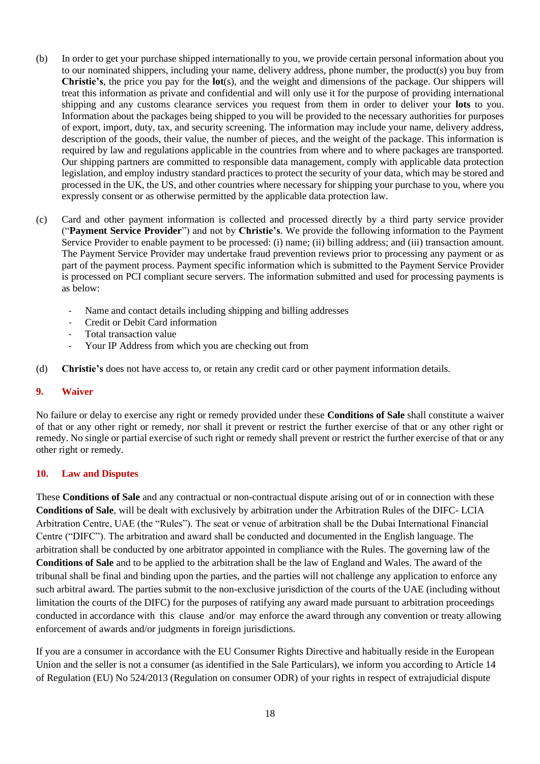(b) In order to get your purchase shipped internationally to you, we provide certain personal information about you to our nominated shippers, including your name, delivery address, phone number, the product(s) you buy from **Christie's**, the price you pay for the **lot**(s), and the weight and dimensions of the package. Our shippers will treat this information as private and confidential and will only use it for the purpose of providing international shipping and any customs clearance services you request from them in order to deliver your **lots** to you. Information about the packages being shipped to you will be provided to the necessary authorities for purposes of export, import, duty, tax, and security screening. The information may include your name, delivery address, description of the goods, their value, the number of pieces, and the weight of the package. This information is required by law and regulations applicable in the countries from where and to where packages are transported. Our shipping partners are committed to responsible data management, comply with applicable data protection legislation, and employ industry standard practices to protect the security of your data, which may be stored and processed in the UK, the US, and other countries where necessary for shipping your purchase to you, where you expressly consent or as otherwise permitted by the applicable data protection law.

(c) Card and other payment information is collected and processed directly by a third party service provider ("**Payment Service Provider**") and not by **Christie's**. We provide the following information to the Payment Service Provider to enable payment to be processed: (i) name; (ii) billing address; and (iii) transaction amount. The Payment Service Provider may undertake fraud prevention reviews prior to processing any payment or as part of the payment process. Payment specific information which is submitted to the Payment Service Provider is processed on PCI compliant secure servers. The information submitted and used for processing payments is as below:

- Name and contact details including shipping and billing addresses
- Credit or Debit Card information
- Total transaction value
- Your IP Address from which you are checking out from

(d) **Christie's** does not have access to, or retain any credit card or other payment information details.

## 9. Waiver

No failure or delay to exercise any right or remedy provided under these **Conditions of Sale** shall constitute a waiver of that or any other right or remedy, nor shall it prevent or restrict the further exercise of that or any other right or remedy. No single or partial exercise of such right or remedy shall prevent or restrict the further exercise of that or any other right or remedy.

## 10. Law and Disputes

These **Conditions of Sale** and any contractual or non-contractual dispute arising out of or in connection with these **Conditions of Sale**, will be dealt with exclusively by arbitration under the Arbitration Rules of the DIFC- LCIA Arbitration Centre, UAE (the "Rules"). The seat or venue of arbitration shall be the Dubai International Financial Centre ("DIFC"). The arbitration and award shall be conducted and documented in the English language. The arbitration shall be conducted by one arbitrator appointed in compliance with the Rules. The governing law of the **Conditions of Sale** and to be applied to the arbitration shall be the law of England and Wales. The award of the tribunal shall be final and binding upon the parties, and the parties will not challenge any application to enforce any such arbitral award. The parties submit to the non-exclusive jurisdiction of the courts of the UAE (including without limitation the courts of the DIFC) for the purposes of ratifying any award made pursuant to arbitration proceedings conducted in accordance with this clause and/or may enforce the award through any convention or treaty allowing enforcement of awards and/or judgments in foreign jurisdictions.

If you are a consumer in accordance with the EU Consumer Rights Directive and habitually reside in the European Union and the seller is not a consumer (as identified in the Sale Particulars), we inform you according to Article 14 of Regulation (EU) No 524/2013 (Regulation on consumer ODR) of your rights in respect of extrajudicial dispute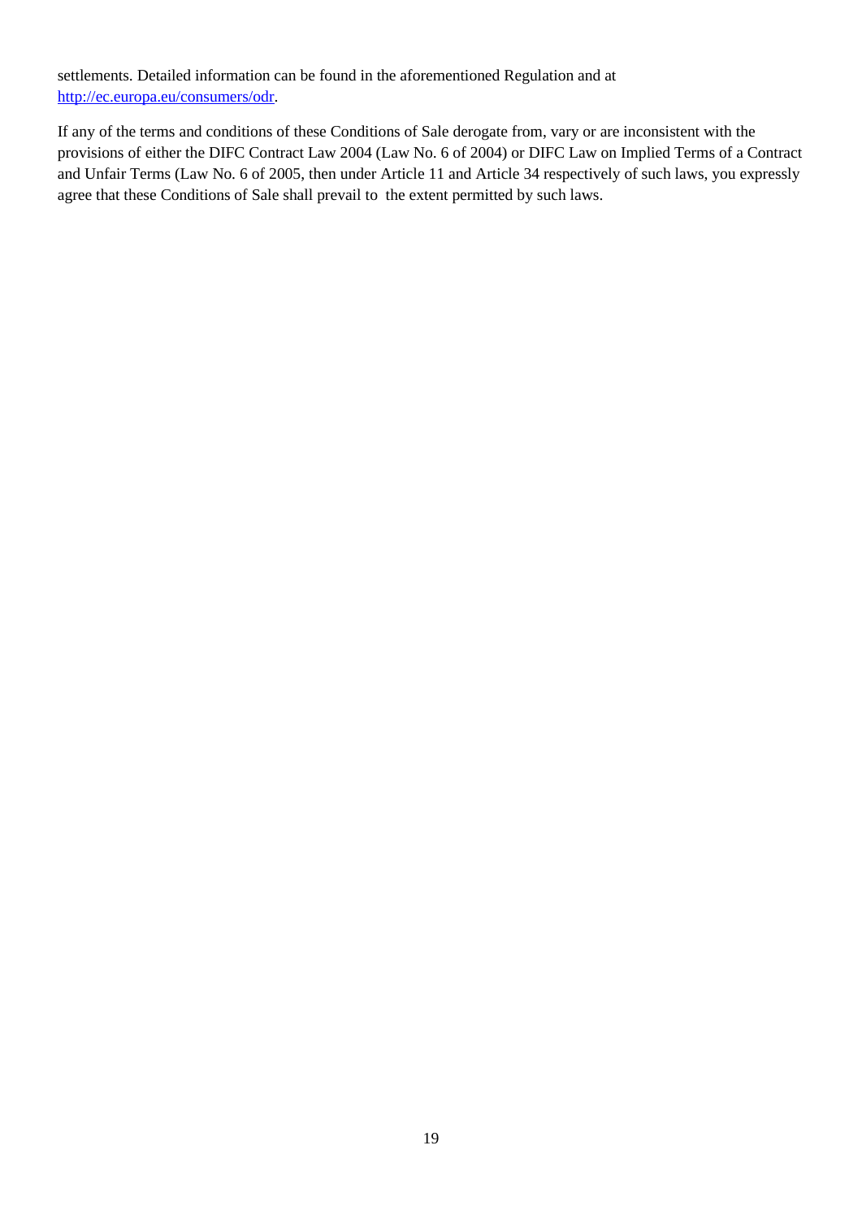settlements. Detailed information can be found in the aforementioned Regulation and at [http://ec.europa.eu/consumers/odr](http://ec.europa.eu/consumers/odr).

If any of the terms and conditions of these Conditions of Sale derogate from, vary or are inconsistent with the provisions of either the DIFC Contract Law 2004 (Law No. 6 of 2004) or DIFC Law on Implied Terms of a Contract and Unfair Terms (Law No. 6 of 2005, then under Article 11 and Article 34 respectively of such laws, you expressly agree that these Conditions of Sale shall prevail to the extent permitted by such laws.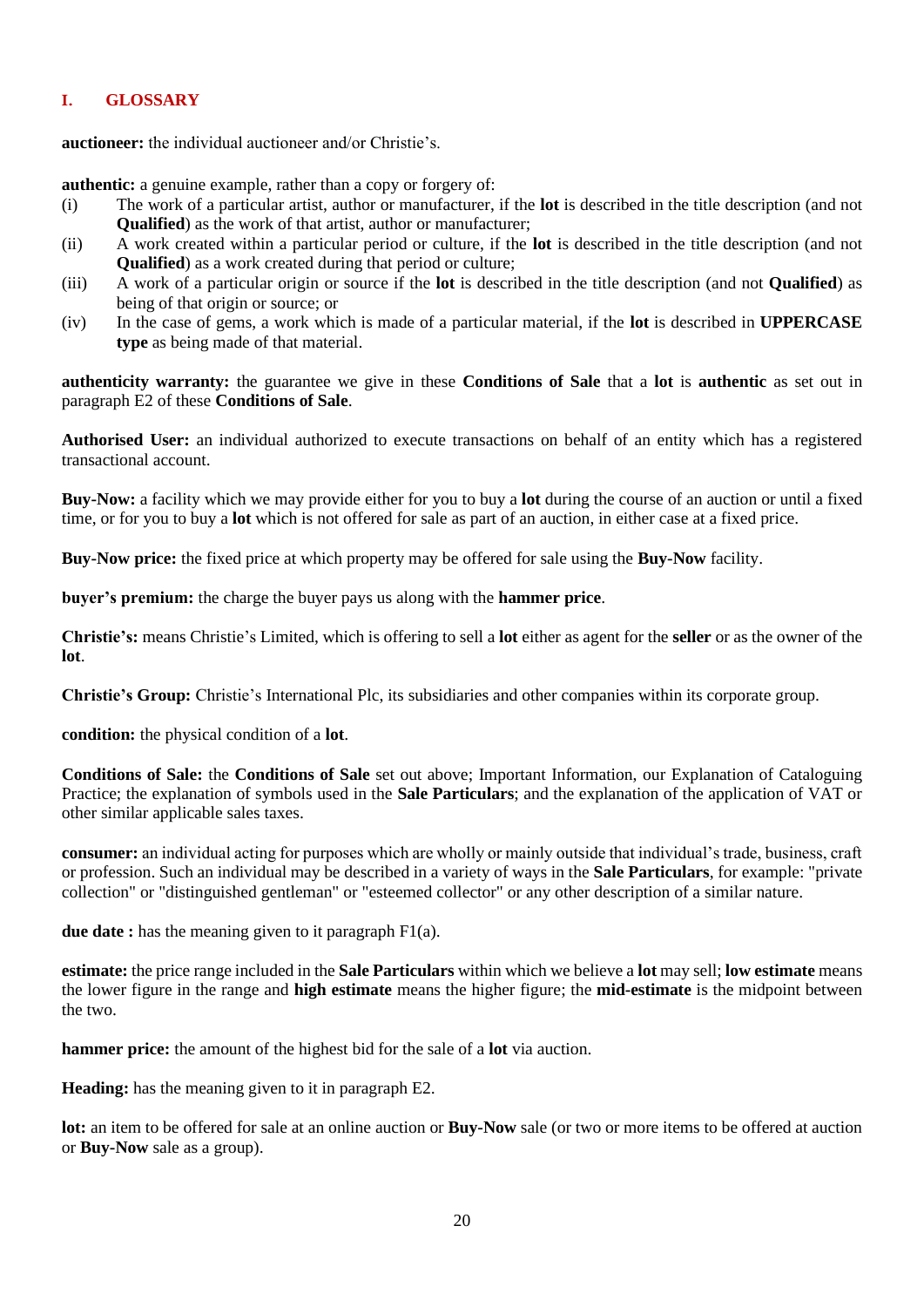## I. GLOSSARY

**auctioneer:** the individual auctioneer and/or Christie's.

**authentic:** a genuine example, rather than a copy or forgery of:

(i) The work of a particular artist, author or manufacturer, if the **lot** is described in the title description (and not **Qualified**) as the work of that artist, author or manufacturer;

(ii) A work created within a particular period or culture, if the **lot** is described in the title description (and not **Qualified**) as a work created during that period or culture;

(iii) A work of a particular origin or source if the **lot** is described in the title description (and not **Qualified**) as being of that origin or source; or

(iv) In the case of gems, a work which is made of a particular material, if the **lot** is described in **UPPERCASE type** as being made of that material.

**authenticity warranty:** the guarantee we give in these **Conditions of Sale** that a **lot** is **authentic** as set out in paragraph E2 of these **Conditions of Sale**.

**Authorised User:** an individual authorized to execute transactions on behalf of an entity which has a registered transactional account.

**Buy-Now:** a facility which we may provide either for you to buy a **lot** during the course of an auction or until a fixed time, or for you to buy a **lot** which is not offered for sale as part of an auction, in either case at a fixed price.

**Buy-Now price:** the fixed price at which property may be offered for sale using the **Buy-Now** facility.

**buyer's premium:** the charge the buyer pays us along with the **hammer price**.

**Christie's:** means Christie's Limited, which is offering to sell a **lot** either as agent for the **seller** or as the owner of the **lot**.

**Christie's Group:** Christie's International Plc, its subsidiaries and other companies within its corporate group.

**condition:** the physical condition of a **lot**.

**Conditions of Sale:** the **Conditions of Sale** set out above; Important Information, our Explanation of Cataloguing Practice; the explanation of symbols used in the **Sale Particulars**; and the explanation of the application of VAT or other similar applicable sales taxes.

**consumer:** an individual acting for purposes which are wholly or mainly outside that individual's trade, business, craft or profession. Such an individual may be described in a variety of ways in the **Sale Particulars**, for example: "private collection" or "distinguished gentleman" or "esteemed collector" or any other description of a similar nature.

**due date :** has the meaning given to it paragraph F1(a).

**estimate:** the price range included in the **Sale Particulars** within which we believe a **lot** may sell; **low estimate** means the lower figure in the range and **high estimate** means the higher figure; the **mid-estimate** is the midpoint between the two.

**hammer price:** the amount of the highest bid for the sale of a **lot** via auction.

**Heading:** has the meaning given to it in paragraph E2.

**lot:** an item to be offered for sale at an online auction or **Buy-Now** sale (or two or more items to be offered at auction or **Buy-Now** sale as a group).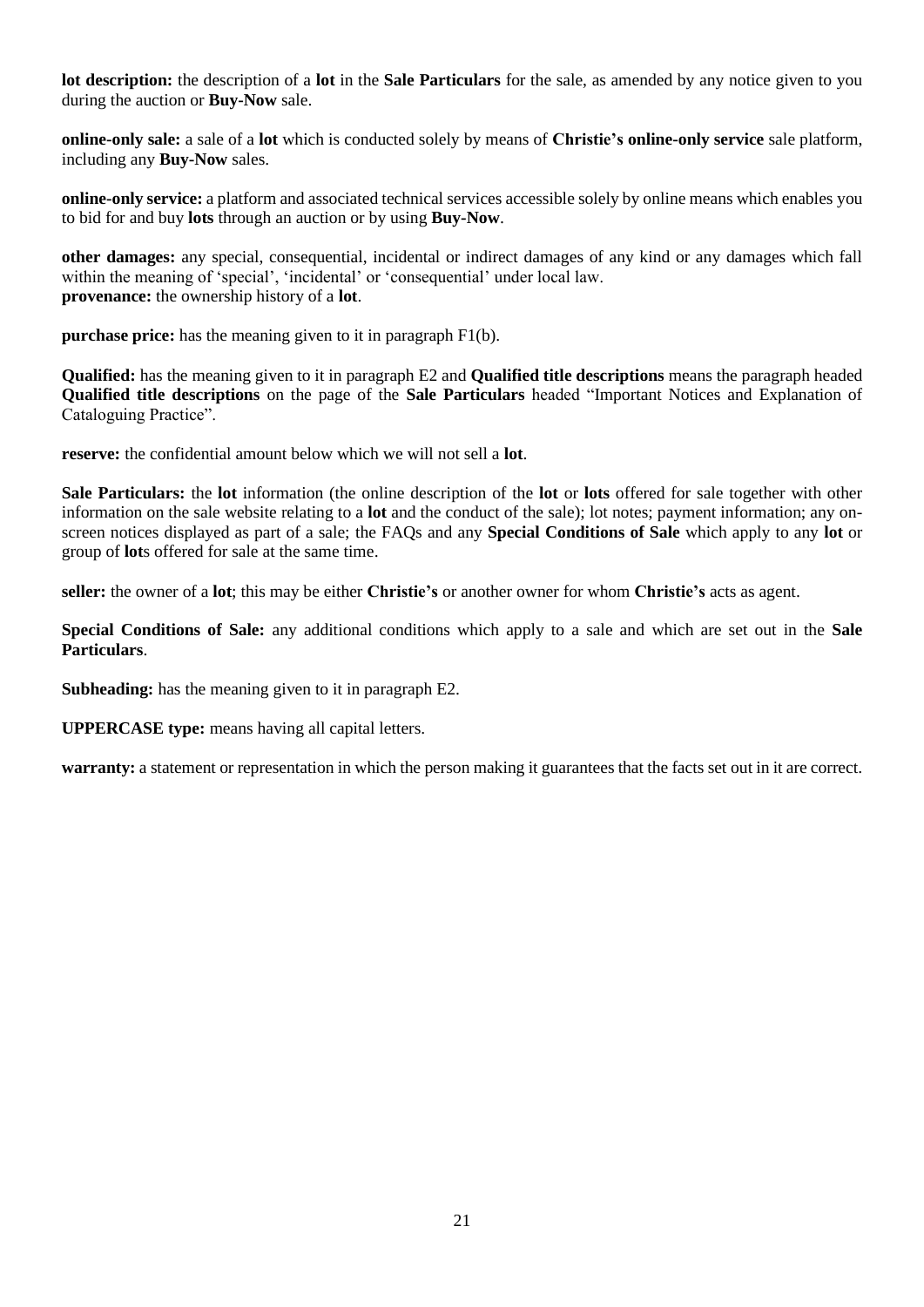**lot description:** the description of a **lot** in the **Sale Particulars** for the sale, as amended by any notice given to you during the auction or **Buy-Now** sale.

**online-only sale:** a sale of a **lot** which is conducted solely by means of **Christie's online-only service** sale platform, including any **Buy-Now** sales.

**online-only service:** a platform and associated technical services accessible solely by online means which enables you to bid for and buy **lots** through an auction or by using **Buy-Now**.

**other damages:** any special, consequential, incidental or indirect damages of any kind or any damages which fall within the meaning of 'special', 'incidental' or 'consequential' under local law.
**provenance:** the ownership history of a **lot**.

**purchase price:** has the meaning given to it in paragraph F1(b).

**Qualified:** has the meaning given to it in paragraph E2 and **Qualified title descriptions** means the paragraph headed **Qualified title descriptions** on the page of the **Sale Particulars** headed "Important Notices and Explanation of Cataloguing Practice".

**reserve:** the confidential amount below which we will not sell a **lot**.

**Sale Particulars:** the **lot** information (the online description of the **lot** or **lots** offered for sale together with other information on the sale website relating to a **lot** and the conduct of the sale); lot notes; payment information; any on-screen notices displayed as part of a sale; the FAQs and any **Special Conditions of Sale** which apply to any **lot** or group of **lot**s offered for sale at the same time.

**seller:** the owner of a **lot**; this may be either **Christie's** or another owner for whom **Christie's** acts as agent.

**Special Conditions of Sale:** any additional conditions which apply to a sale and which are set out in the **Sale Particulars**.

**Subheading:** has the meaning given to it in paragraph E2.

**UPPERCASE type:** means having all capital letters.

**warranty:** a statement or representation in which the person making it guarantees that the facts set out in it are correct.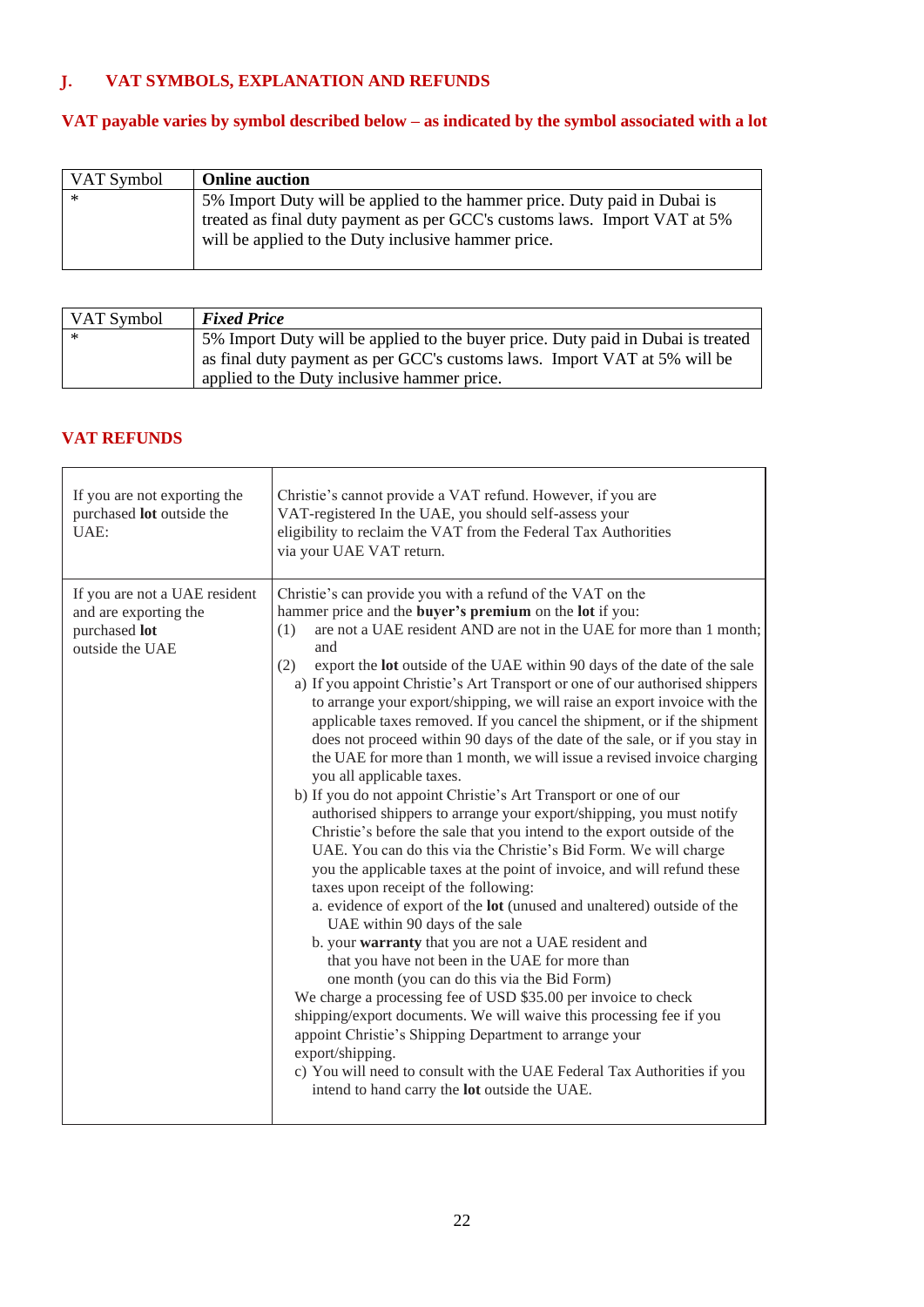## J. VAT SYMBOLS, EXPLANATION AND REFUNDS

**VAT payable varies by symbol described below – as indicated by the symbol associated with a lot**

| VAT Symbol | **Online auction** |
|---|---|
| * | 5% Import Duty will be applied to the hammer price. Duty paid in Dubai is treated as final duty payment as per GCC's customs laws. Import VAT at 5% will be applied to the Duty inclusive hammer price. |

| VAT Symbol | ***Fixed Price*** |
|---|---|
| * | 5% Import Duty will be applied to the buyer price. Duty paid in Dubai is treated as final duty payment as per GCC's customs laws. Import VAT at 5% will be applied to the Duty inclusive hammer price. |

### VAT REFUNDS

| | |
|---|---|
| If you are not exporting the purchased **lot** outside the UAE: | Christie's cannot provide a VAT refund. However, if you are VAT-registered In the UAE, you should self-assess your eligibility to reclaim the VAT from the Federal Tax Authorities via your UAE VAT return. |
| If you are not a UAE resident and are exporting the purchased **lot** outside the UAE | Christie's can provide you with a refund of the VAT on the hammer price and the **buyer's premium** on the **lot** if you:<br>(1) are not a UAE resident AND are not in the UAE for more than 1 month; and<br>(2) export the **lot** outside of the UAE within 90 days of the date of the sale<br>a) If you appoint Christie's Art Transport or one of our authorised shippers to arrange your export/shipping, we will raise an export invoice with the applicable taxes removed. If you cancel the shipment, or if the shipment does not proceed within 90 days of the date of the sale, or if you stay in the UAE for more than 1 month, we will issue a revised invoice charging you all applicable taxes.<br>b) If you do not appoint Christie's Art Transport or one of our authorised shippers to arrange your export/shipping, you must notify Christie's before the sale that you intend to the export outside of the UAE. You can do this via the Christie's Bid Form. We will charge you the applicable taxes at the point of invoice, and will refund these taxes upon receipt of the following:<br>a. evidence of export of the **lot** (unused and unaltered) outside of the UAE within 90 days of the sale<br>b. your **warranty** that you are not a UAE resident and that you have not been in the UAE for more than one month (you can do this via the Bid Form)<br>We charge a processing fee of USD $35.00 per invoice to check shipping/export documents. We will waive this processing fee if you appoint Christie's Shipping Department to arrange your export/shipping.<br>c) You will need to consult with the UAE Federal Tax Authorities if you intend to hand carry the **lot** outside the UAE. |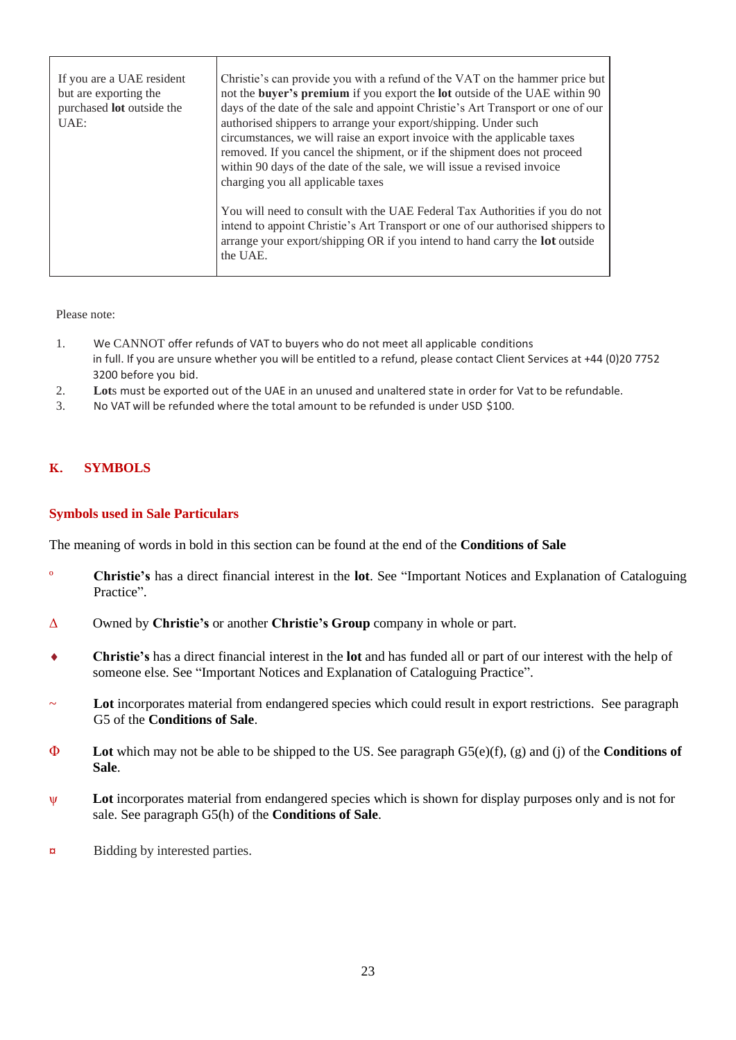| | |
|---|---|
| If you are a UAE resident but are exporting the purchased **lot** outside the UAE: | Christie's can provide you with a refund of the VAT on the hammer price but not the **buyer's premium** if you export the **lot** outside of the UAE within 90 days of the date of the sale and appoint Christie's Art Transport or one of our authorised shippers to arrange your export/shipping. Under such circumstances, we will raise an export invoice with the applicable taxes removed. If you cancel the shipment, or if the shipment does not proceed within 90 days of the date of the sale, we will issue a revised invoice charging you all applicable taxes<br><br>You will need to consult with the UAE Federal Tax Authorities if you do not intend to appoint Christie's Art Transport or one of our authorised shippers to arrange your export/shipping OR if you intend to hand carry the **lot** outside the UAE. |

Please note:

1. We CANNOT offer refunds of VAT to buyers who do not meet all applicable conditions in full. If you are unsure whether you will be entitled to a refund, please contact Client Services at +44 (0)20 7752 3200 before you bid.
2. **Lot**s must be exported out of the UAE in an unused and unaltered state in order for Vat to be refundable.
3. No VAT will be refunded where the total amount to be refunded is under USD $100.

## K. SYMBOLS

### Symbols used in Sale Particulars

The meaning of words in bold in this section can be found at the end of the **Conditions of Sale**

º **Christie's** has a direct financial interest in the **lot**. See "Important Notices and Explanation of Cataloguing Practice".

Δ Owned by **Christie's** or another **Christie's Group** company in whole or part.

♦ **Christie's** has a direct financial interest in the **lot** and has funded all or part of our interest with the help of someone else. See "Important Notices and Explanation of Cataloguing Practice".

~ **Lot** incorporates material from endangered species which could result in export restrictions. See paragraph G5 of the **Conditions of Sale**.

Φ **Lot** which may not be able to be shipped to the US. See paragraph G5(e)(f), (g) and (j) of the **Conditions of Sale**.

ψ **Lot** incorporates material from endangered species which is shown for display purposes only and is not for sale. See paragraph G5(h) of the **Conditions of Sale**.

¤ Bidding by interested parties.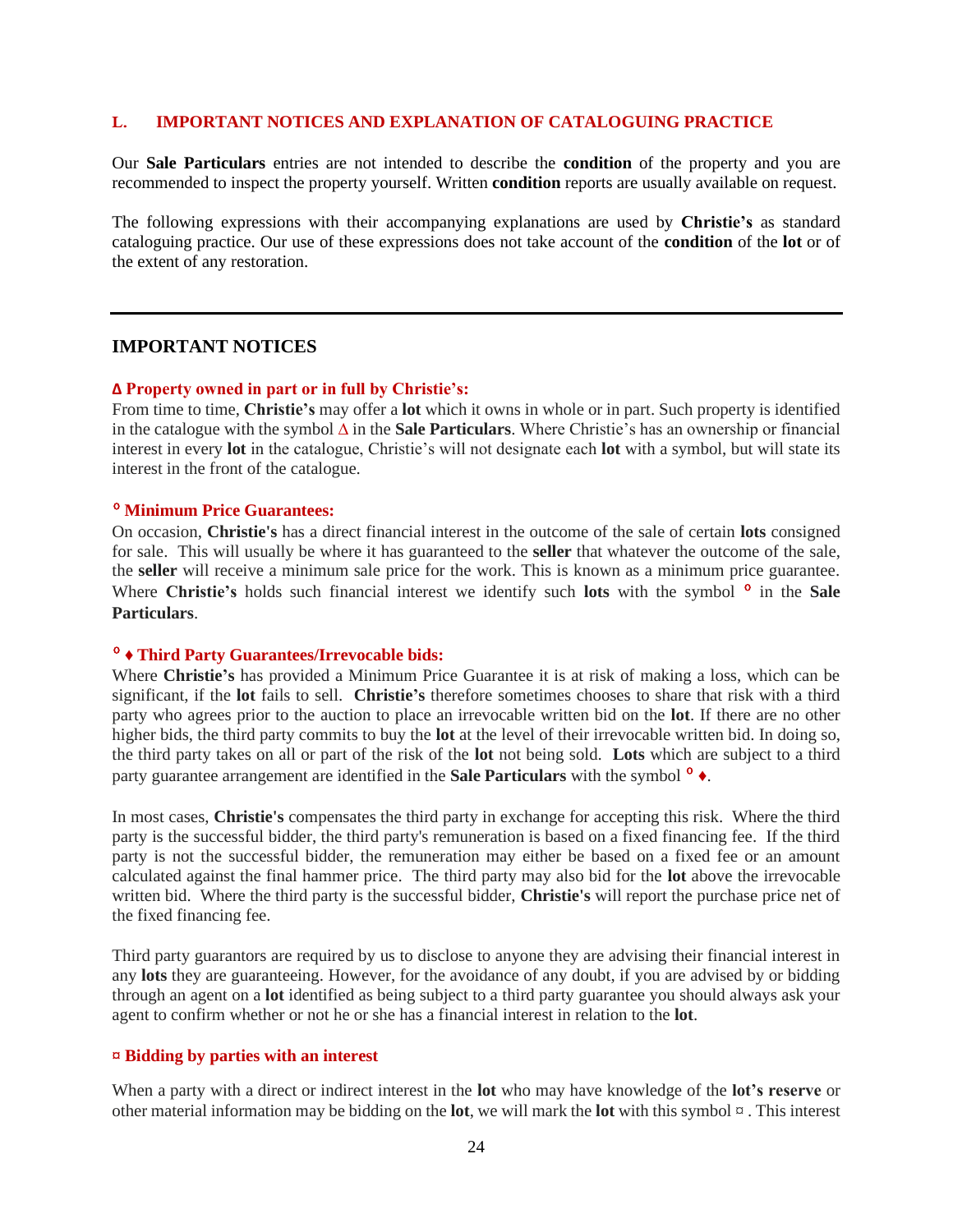## L. IMPORTANT NOTICES AND EXPLANATION OF CATALOGUING PRACTICE

Our **Sale Particulars** entries are not intended to describe the **condition** of the property and you are recommended to inspect the property yourself. Written **condition** reports are usually available on request.

The following expressions with their accompanying explanations are used by **Christie's** as standard cataloguing practice. Our use of these expressions does not take account of the **condition** of the **lot** or of the extent of any restoration.

---

## IMPORTANT NOTICES

### Δ Property owned in part or in full by Christie's:

From time to time, **Christie's** may offer a **lot** which it owns in whole or in part. Such property is identified in the catalogue with the symbol Δ in the **Sale Particulars**. Where Christie's has an ownership or financial interest in every **lot** in the catalogue, Christie's will not designate each **lot** with a symbol, but will state its interest in the front of the catalogue.

### º Minimum Price Guarantees:

On occasion, **Christie's** has a direct financial interest in the outcome of the sale of certain **lots** consigned for sale. This will usually be where it has guaranteed to the **seller** that whatever the outcome of the sale, the **seller** will receive a minimum sale price for the work. This is known as a minimum price guarantee. Where **Christie's** holds such financial interest we identify such **lots** with the symbol º in the **Sale Particulars**.

### º ♦ Third Party Guarantees/Irrevocable bids:

Where **Christie's** has provided a Minimum Price Guarantee it is at risk of making a loss, which can be significant, if the **lot** fails to sell. **Christie's** therefore sometimes chooses to share that risk with a third party who agrees prior to the auction to place an irrevocable written bid on the **lot**. If there are no other higher bids, the third party commits to buy the **lot** at the level of their irrevocable written bid. In doing so, the third party takes on all or part of the risk of the **lot** not being sold. **Lots** which are subject to a third party guarantee arrangement are identified in the **Sale Particulars** with the symbol º ♦.

In most cases, **Christie's** compensates the third party in exchange for accepting this risk. Where the third party is the successful bidder, the third party's remuneration is based on a fixed financing fee. If the third party is not the successful bidder, the remuneration may either be based on a fixed fee or an amount calculated against the final hammer price. The third party may also bid for the **lot** above the irrevocable written bid. Where the third party is the successful bidder, **Christie's** will report the purchase price net of the fixed financing fee.

Third party guarantors are required by us to disclose to anyone they are advising their financial interest in any **lots** they are guaranteeing. However, for the avoidance of any doubt, if you are advised by or bidding through an agent on a **lot** identified as being subject to a third party guarantee you should always ask your agent to confirm whether or not he or she has a financial interest in relation to the **lot**.

### ¤ Bidding by parties with an interest

When a party with a direct or indirect interest in the **lot** who may have knowledge of the **lot's reserve** or other material information may be bidding on the **lot**, we will mark the **lot** with this symbol ¤ . This interest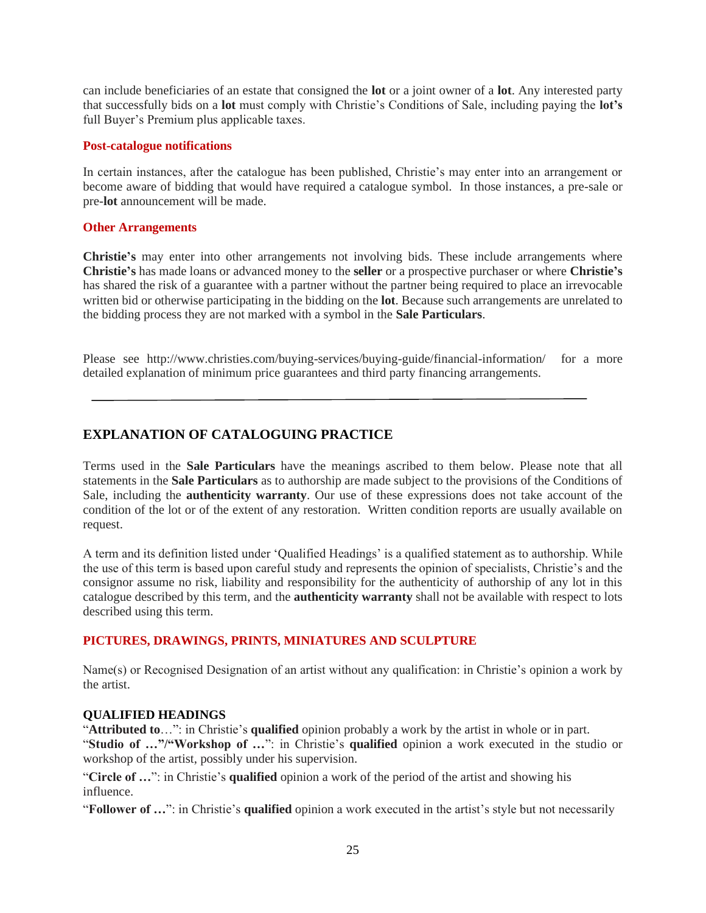can include beneficiaries of an estate that consigned the **lot** or a joint owner of a **lot**. Any interested party that successfully bids on a **lot** must comply with Christie's Conditions of Sale, including paying the **lot's** full Buyer's Premium plus applicable taxes.

### Post-catalogue notifications

In certain instances, after the catalogue has been published, Christie's may enter into an arrangement or become aware of bidding that would have required a catalogue symbol. In those instances, a pre-sale or pre-**lot** announcement will be made.

### Other Arrangements

**Christie's** may enter into other arrangements not involving bids. These include arrangements where **Christie's** has made loans or advanced money to the **seller** or a prospective purchaser or where **Christie's** has shared the risk of a guarantee with a partner without the partner being required to place an irrevocable written bid or otherwise participating in the bidding on the **lot**. Because such arrangements are unrelated to the bidding process they are not marked with a symbol in the **Sale Particulars**.

Please see http://www.christies.com/buying-services/buying-guide/financial-information/ for a more detailed explanation of minimum price guarantees and third party financing arrangements.

---

## EXPLANATION OF CATALOGUING PRACTICE

Terms used in the **Sale Particulars** have the meanings ascribed to them below. Please note that all statements in the **Sale Particulars** as to authorship are made subject to the provisions of the Conditions of Sale, including the **authenticity warranty**. Our use of these expressions does not take account of the condition of the lot or of the extent of any restoration. Written condition reports are usually available on request.

A term and its definition listed under 'Qualified Headings' is a qualified statement as to authorship. While the use of this term is based upon careful study and represents the opinion of specialists, Christie's and the consignor assume no risk, liability and responsibility for the authenticity of authorship of any lot in this catalogue described by this term, and the **authenticity warranty** shall not be available with respect to lots described using this term.

### PICTURES, DRAWINGS, PRINTS, MINIATURES AND SCULPTURE

Name(s) or Recognised Designation of an artist without any qualification: in Christie's opinion a work by the artist.

**QUALIFIED HEADINGS**

"**Attributed to**…": in Christie's **qualified** opinion probably a work by the artist in whole or in part.

"**Studio of …**"/"**Workshop of …**": in Christie's **qualified** opinion a work executed in the studio or workshop of the artist, possibly under his supervision.

"**Circle of …**": in Christie's **qualified** opinion a work of the period of the artist and showing his influence.

"**Follower of …**": in Christie's **qualified** opinion a work executed in the artist's style but not necessarily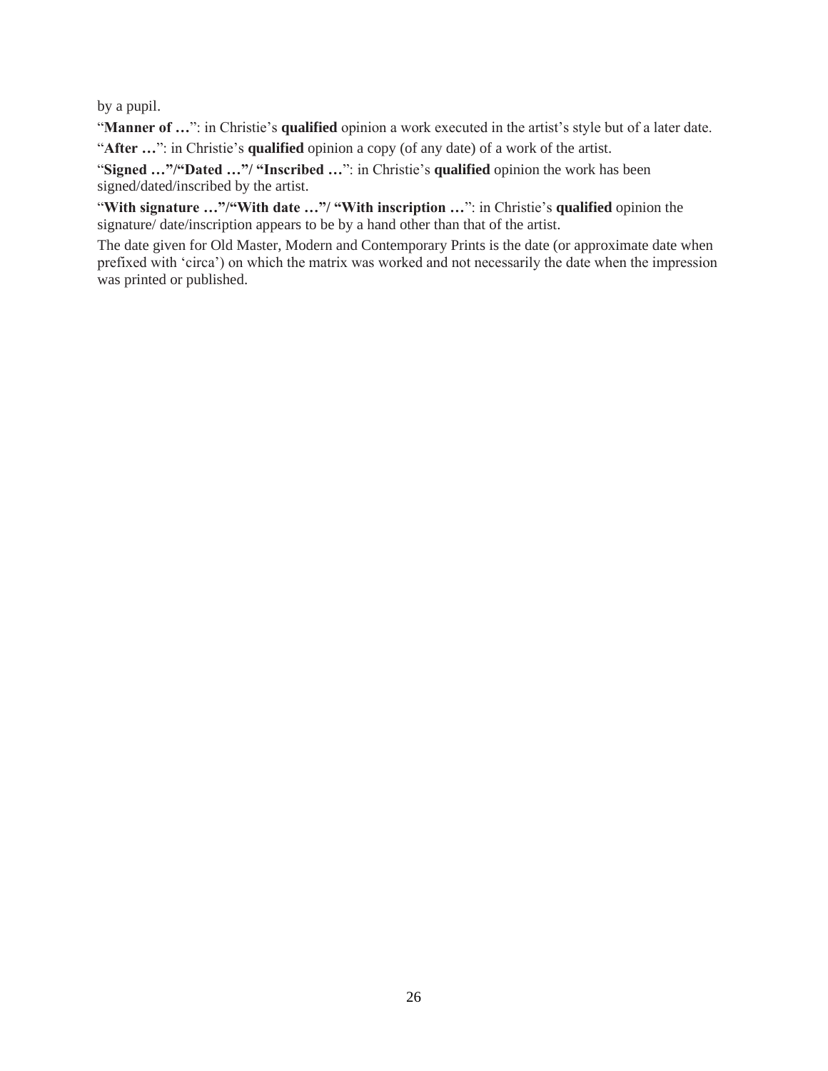by a pupil.

"**Manner of …**": in Christie's **qualified** opinion a work executed in the artist's style but of a later date.

"**After …**": in Christie's **qualified** opinion a copy (of any date) of a work of the artist.

"**Signed …"/"Dated …"/ "Inscribed …**": in Christie's **qualified** opinion the work has been signed/dated/inscribed by the artist.

"**With signature …"/"With date …"/ "With inscription …**": in Christie's **qualified** opinion the signature/ date/inscription appears to be by a hand other than that of the artist.

The date given for Old Master, Modern and Contemporary Prints is the date (or approximate date when prefixed with 'circa') on which the matrix was worked and not necessarily the date when the impression was printed or published.